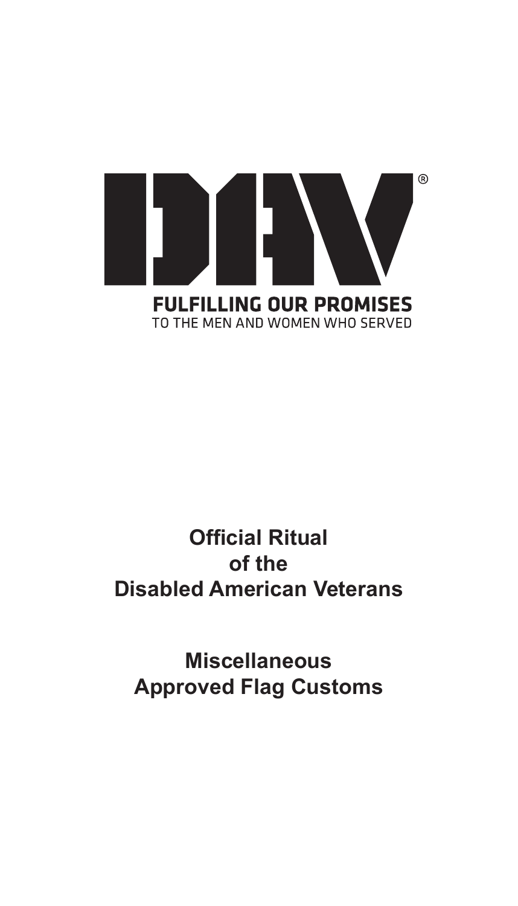DAV®

**FULFILLING OUR PROMISES**
TO THE MEN AND WOMEN WHO SERVED

# Official Ritual of the Disabled American Veterans

## Miscellaneous Approved Flag Customs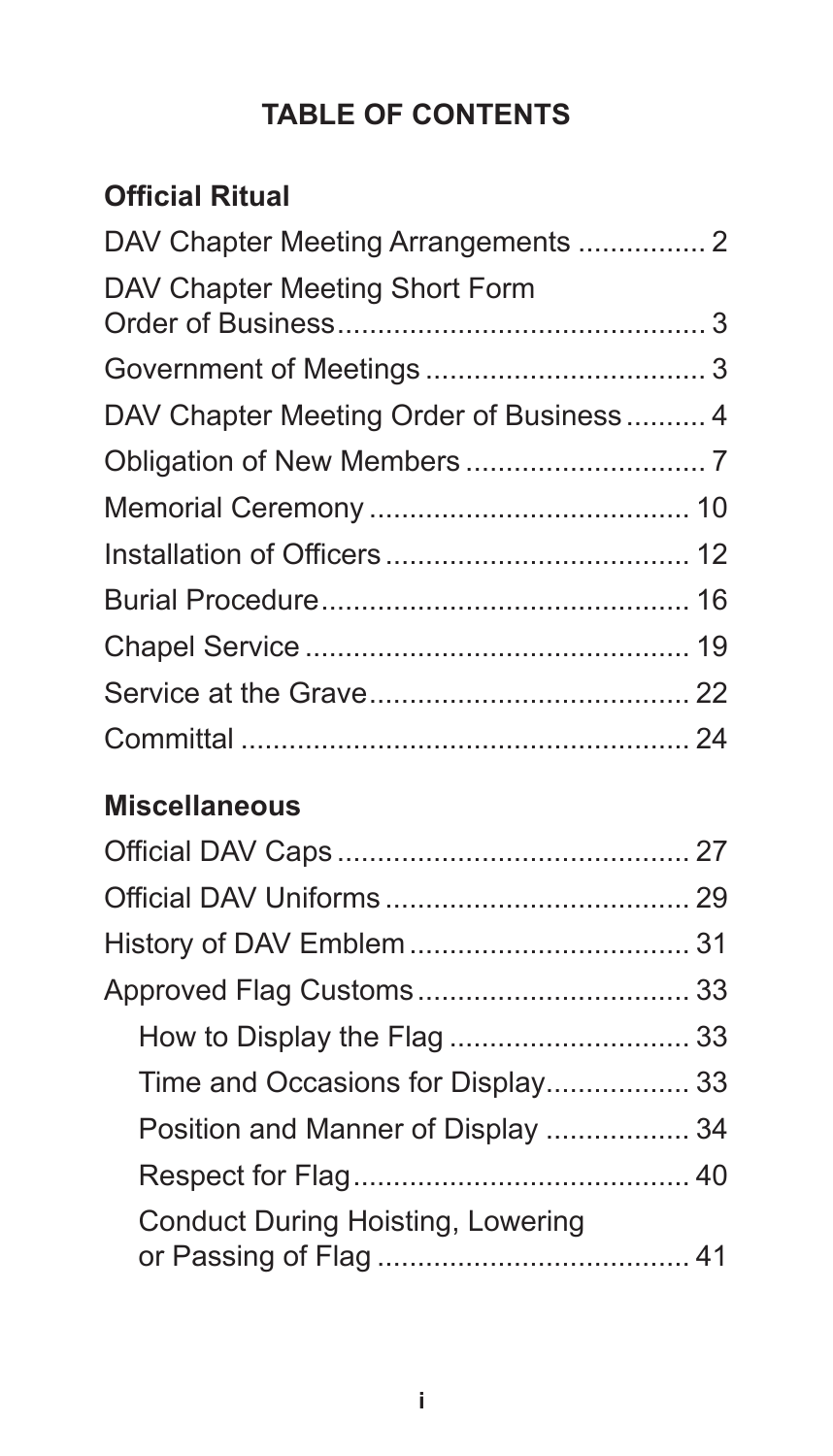# TABLE OF CONTENTS

## Official Ritual

DAV Chapter Meeting Arrangements ................ 2

DAV Chapter Meeting Short Form Order of Business................................................ 3

Government of Meetings .................................. 3

DAV Chapter Meeting Order of Business.......... 4

Obligation of New Members ............................. 7

Memorial Ceremony ........................................ 10

Installation of Officers...................................... 12

Burial Procedure.............................................. 16

Chapel Service ................................................ 19

Service at the Grave........................................ 22

Committal ........................................................ 24

## Miscellaneous

Official DAV Caps ............................................ 27

Official DAV Uniforms ...................................... 29

History of DAV Emblem ................................... 31

Approved Flag Customs.................................. 33

- How to Display the Flag .............................. 33
- Time and Occasions for Display.................. 33
- Position and Manner of Display .................. 34
- Respect for Flag.......................................... 40
- Conduct During Hoisting, Lowering or Passing of Flag ....................................... 41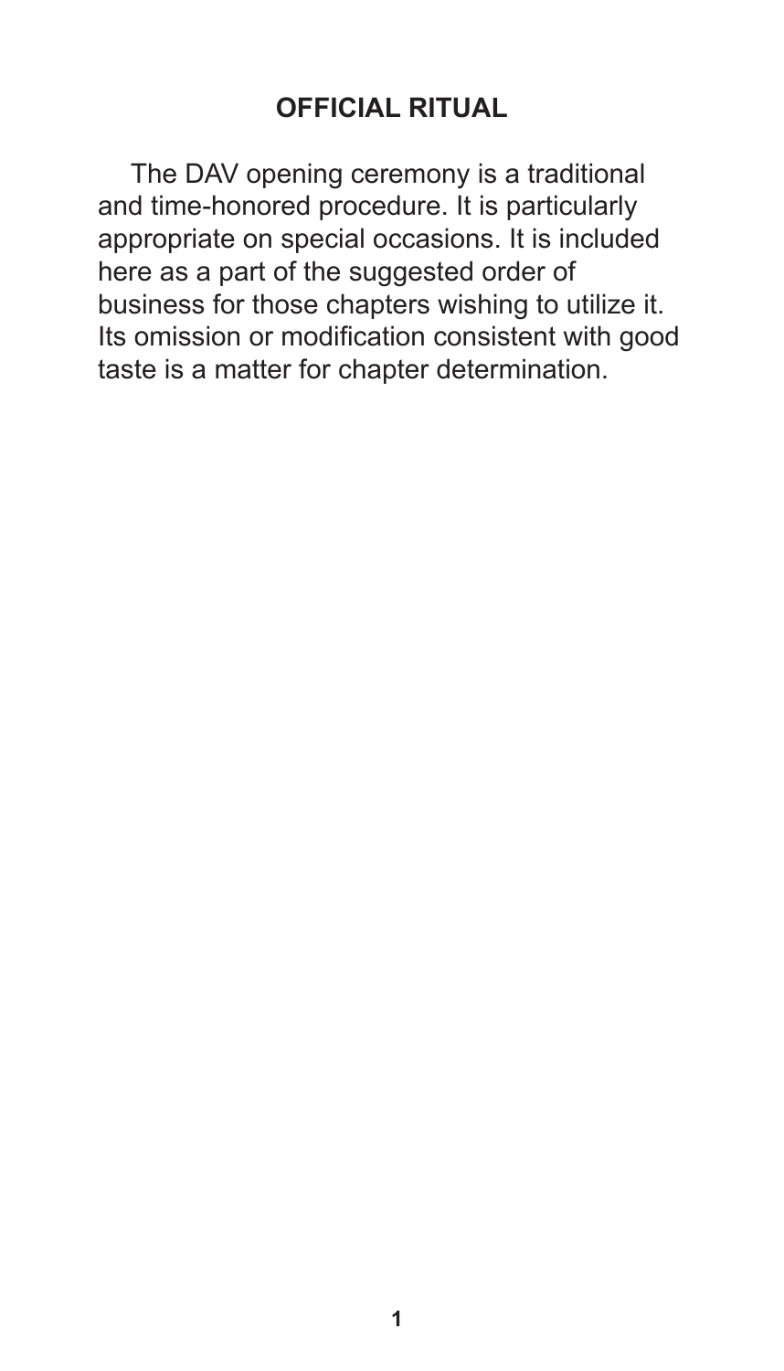# OFFICIAL RITUAL

The DAV opening ceremony is a traditional and time-honored procedure. It is particularly appropriate on special occasions. It is included here as a part of the suggested order of business for those chapters wishing to utilize it. Its omission or modification consistent with good taste is a matter for chapter determination.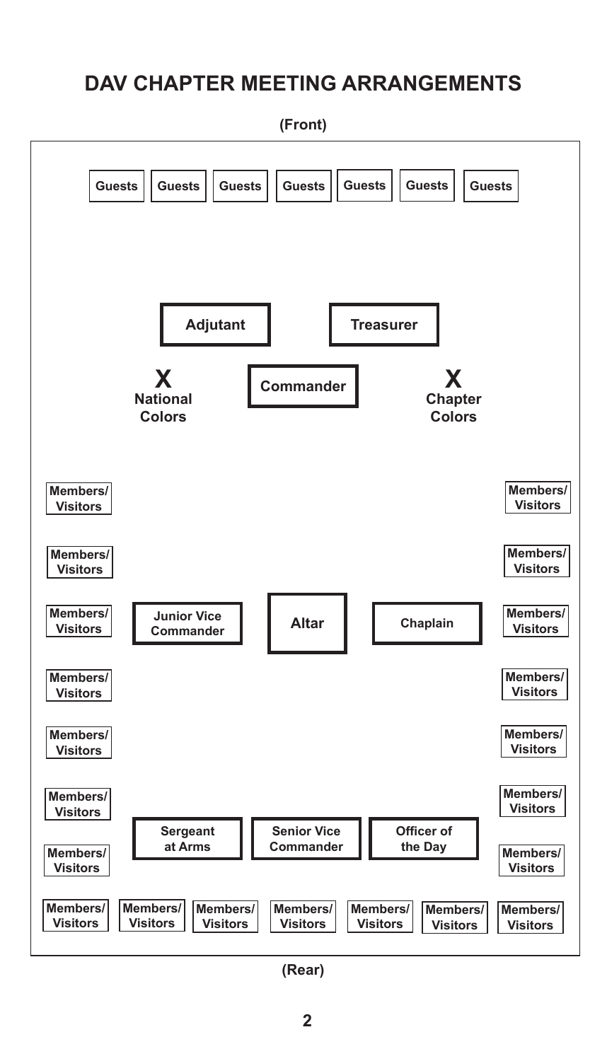# DAV CHAPTER MEETING ARRANGEMENTS

(Front)

Guests | Guests | Guests | Guests | Guests | Guests | Guests

Adjutant | Treasurer

X National Colors | Commander | X Chapter Colors

Members/ Visitors | | Members/ Visitors

Members/ Visitors | | Members/ Visitors

Members/ Visitors | Junior Vice Commander | Altar | Chaplain | Members/ Visitors

Members/ Visitors | | Members/ Visitors

Members/ Visitors | | Members/ Visitors

Members/ Visitors | | Members/ Visitors

Members/ Visitors | Sergeant at Arms | Senior Vice Commander | Officer of the Day | Members/ Visitors

Members/ Visitors | Members/ Visitors | Members/ Visitors | Members/ Visitors | Members/ Visitors | Members/ Visitors | Members/ Visitors

(Rear)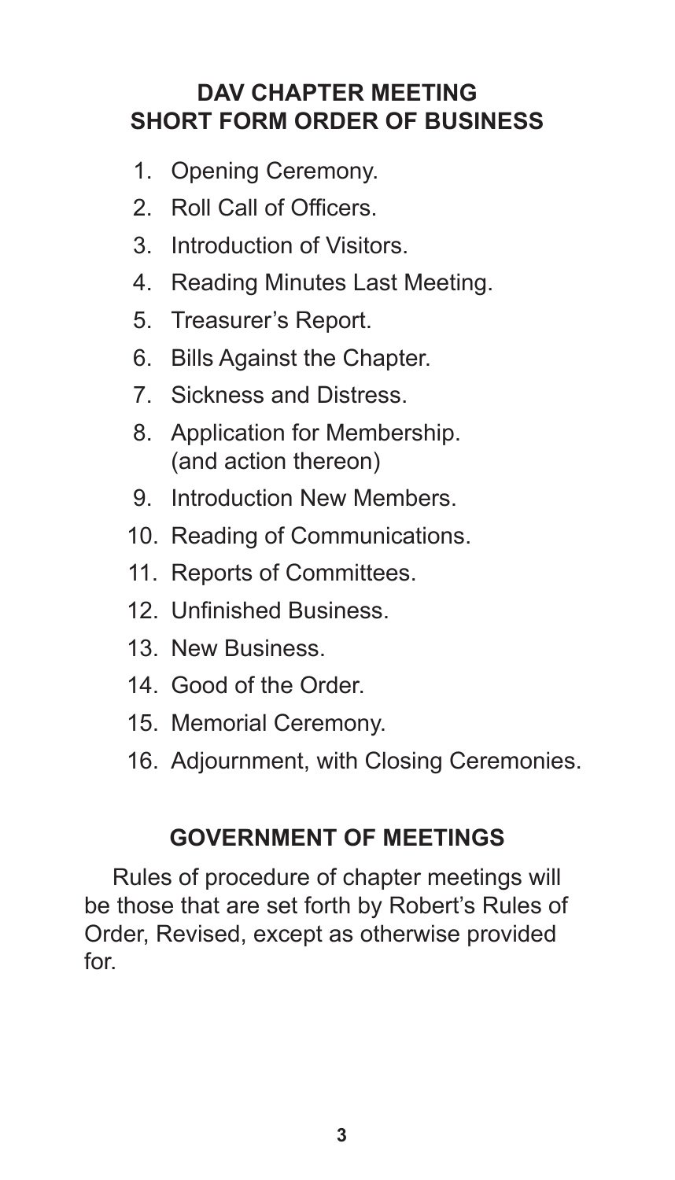## DAV CHAPTER MEETING SHORT FORM ORDER OF BUSINESS

1. Opening Ceremony.
2. Roll Call of Officers.
3. Introduction of Visitors.
4. Reading Minutes Last Meeting.
5. Treasurer's Report.
6. Bills Against the Chapter.
7. Sickness and Distress.
8. Application for Membership. (and action thereon)
9. Introduction New Members.
10. Reading of Communications.
11. Reports of Committees.
12. Unfinished Business.
13. New Business.
14. Good of the Order.
15. Memorial Ceremony.
16. Adjournment, with Closing Ceremonies.

## GOVERNMENT OF MEETINGS

Rules of procedure of chapter meetings will be those that are set forth by Robert's Rules of Order, Revised, except as otherwise provided for.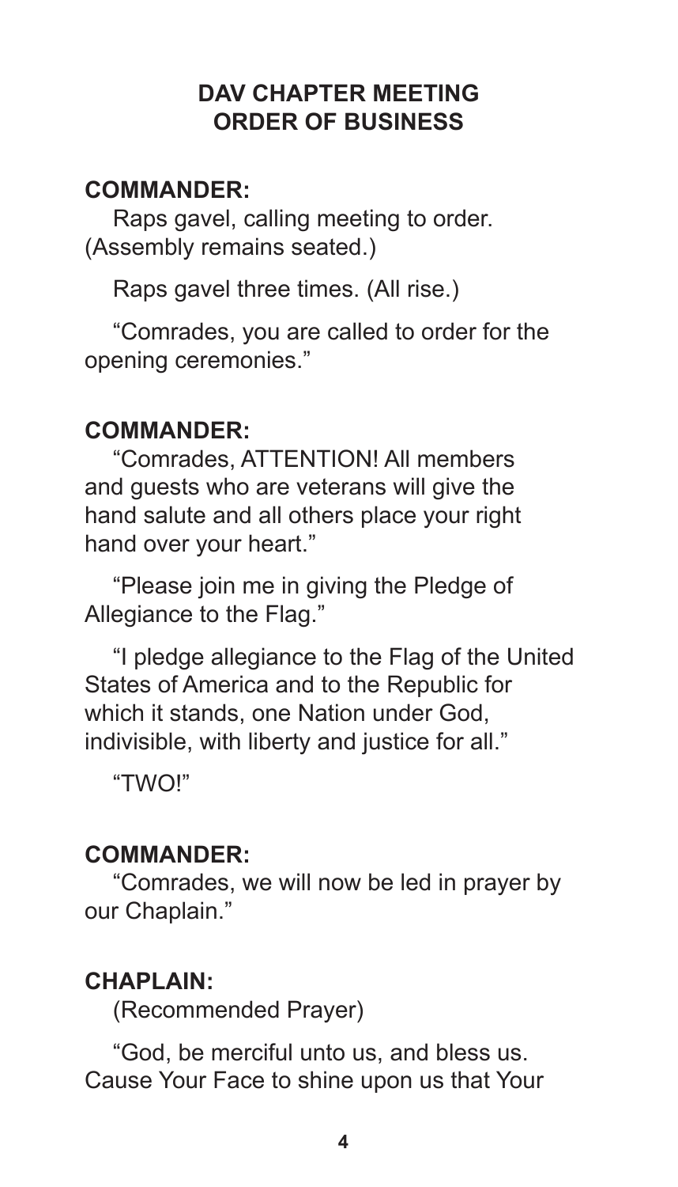## DAV CHAPTER MEETING ORDER OF BUSINESS

**COMMANDER:**

Raps gavel, calling meeting to order. (Assembly remains seated.)

Raps gavel three times. (All rise.)

"Comrades, you are called to order for the opening ceremonies."

**COMMANDER:**

"Comrades, ATTENTION! All members and guests who are veterans will give the hand salute and all others place your right hand over your heart."

"Please join me in giving the Pledge of Allegiance to the Flag."

"I pledge allegiance to the Flag of the United States of America and to the Republic for which it stands, one Nation under God, indivisible, with liberty and justice for all."

"TWO!"

**COMMANDER:**

"Comrades, we will now be led in prayer by our Chaplain."

**CHAPLAIN:**

(Recommended Prayer)

"God, be merciful unto us, and bless us. Cause Your Face to shine upon us that Your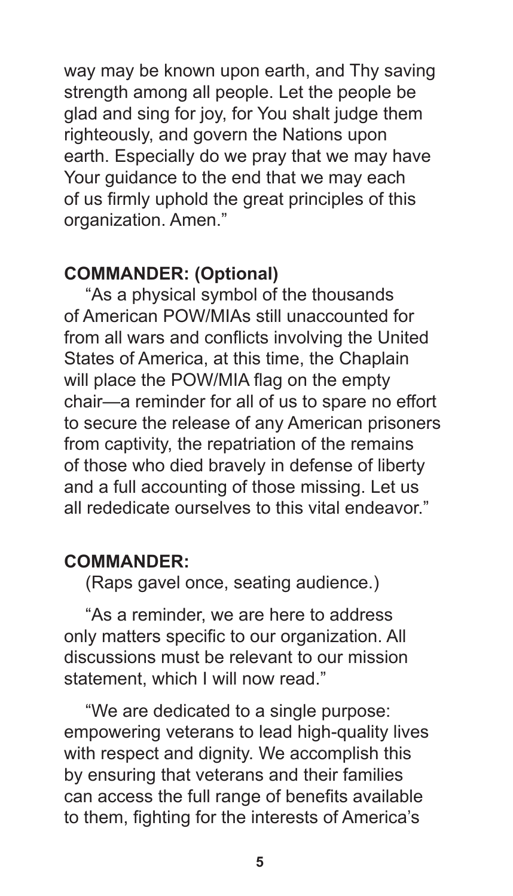way may be known upon earth, and Thy saving strength among all people. Let the people be glad and sing for joy, for You shalt judge them righteously, and govern the Nations upon earth. Especially do we pray that we may have Your guidance to the end that we may each of us firmly uphold the great principles of this organization. Amen."

**COMMANDER: (Optional)**

"As a physical symbol of the thousands of American POW/MIAs still unaccounted for from all wars and conflicts involving the United States of America, at this time, the Chaplain will place the POW/MIA flag on the empty chair—a reminder for all of us to spare no effort to secure the release of any American prisoners from captivity, the repatriation of the remains of those who died bravely in defense of liberty and a full accounting of those missing. Let us all rededicate ourselves to this vital endeavor."

**COMMANDER:**

(Raps gavel once, seating audience.)

"As a reminder, we are here to address only matters specific to our organization. All discussions must be relevant to our mission statement, which I will now read."

"We are dedicated to a single purpose: empowering veterans to lead high-quality lives with respect and dignity. We accomplish this by ensuring that veterans and their families can access the full range of benefits available to them, fighting for the interests of America's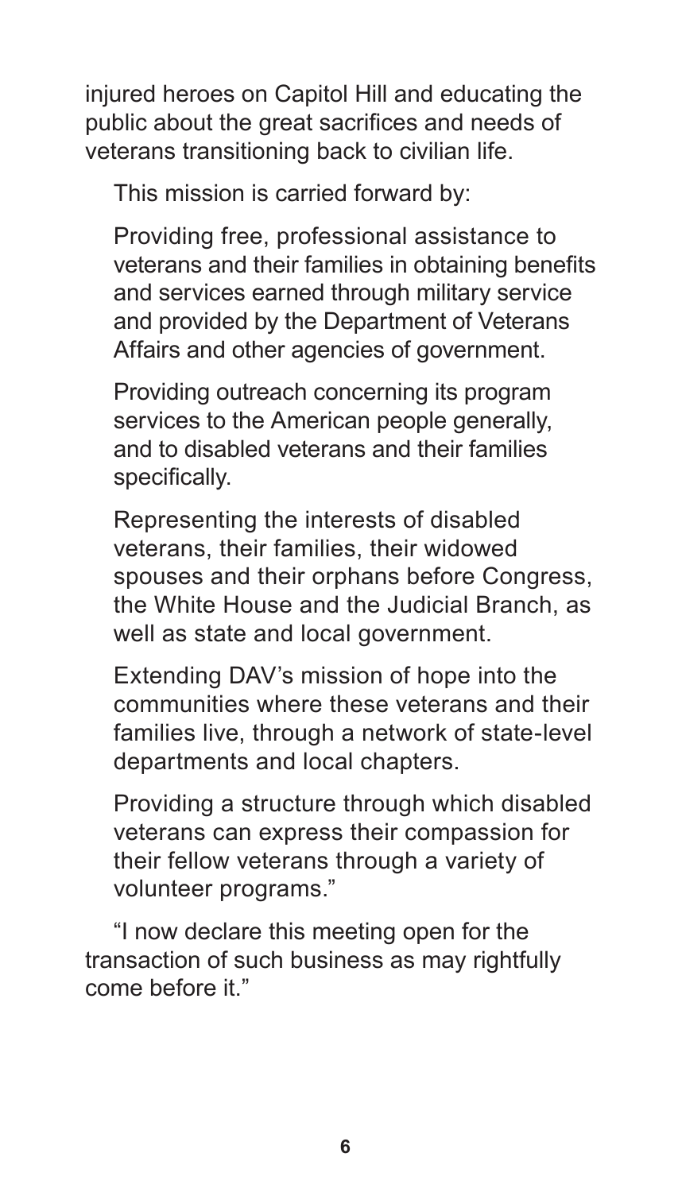injured heroes on Capitol Hill and educating the public about the great sacrifices and needs of veterans transitioning back to civilian life.

This mission is carried forward by:

Providing free, professional assistance to veterans and their families in obtaining benefits and services earned through military service and provided by the Department of Veterans Affairs and other agencies of government.

Providing outreach concerning its program services to the American people generally, and to disabled veterans and their families specifically.

Representing the interests of disabled veterans, their families, their widowed spouses and their orphans before Congress, the White House and the Judicial Branch, as well as state and local government.

Extending DAV's mission of hope into the communities where these veterans and their families live, through a network of state-level departments and local chapters.

Providing a structure through which disabled veterans can express their compassion for their fellow veterans through a variety of volunteer programs."

"I now declare this meeting open for the transaction of such business as may rightfully come before it."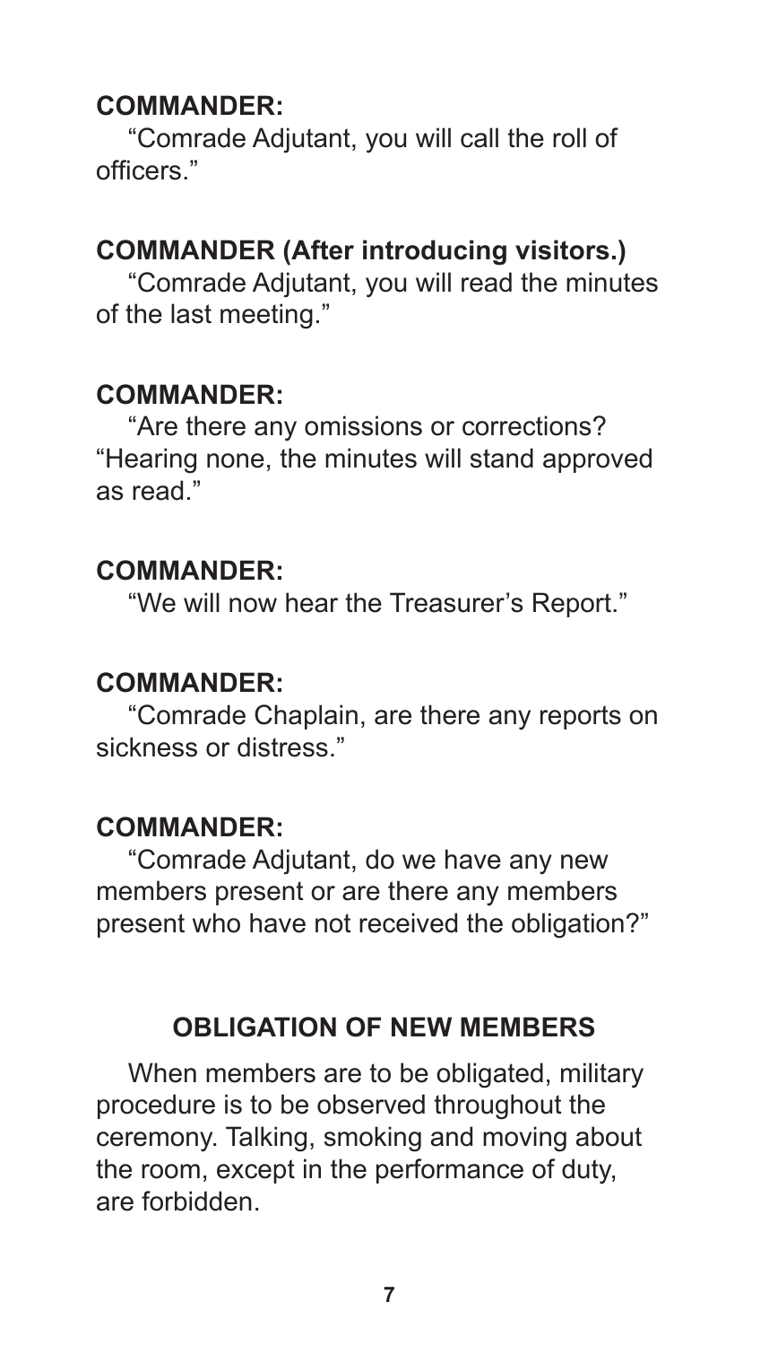**COMMANDER:**

"Comrade Adjutant, you will call the roll of officers."

**COMMANDER (After introducing visitors.)**

"Comrade Adjutant, you will read the minutes of the last meeting."

**COMMANDER:**

"Are there any omissions or corrections? "Hearing none, the minutes will stand approved as read."

**COMMANDER:**

"We will now hear the Treasurer's Report."

**COMMANDER:**

"Comrade Chaplain, are there any reports on sickness or distress."

**COMMANDER:**

"Comrade Adjutant, do we have any new members present or are there any members present who have not received the obligation?"

## OBLIGATION OF NEW MEMBERS

When members are to be obligated, military procedure is to be observed throughout the ceremony. Talking, smoking and moving about the room, except in the performance of duty, are forbidden.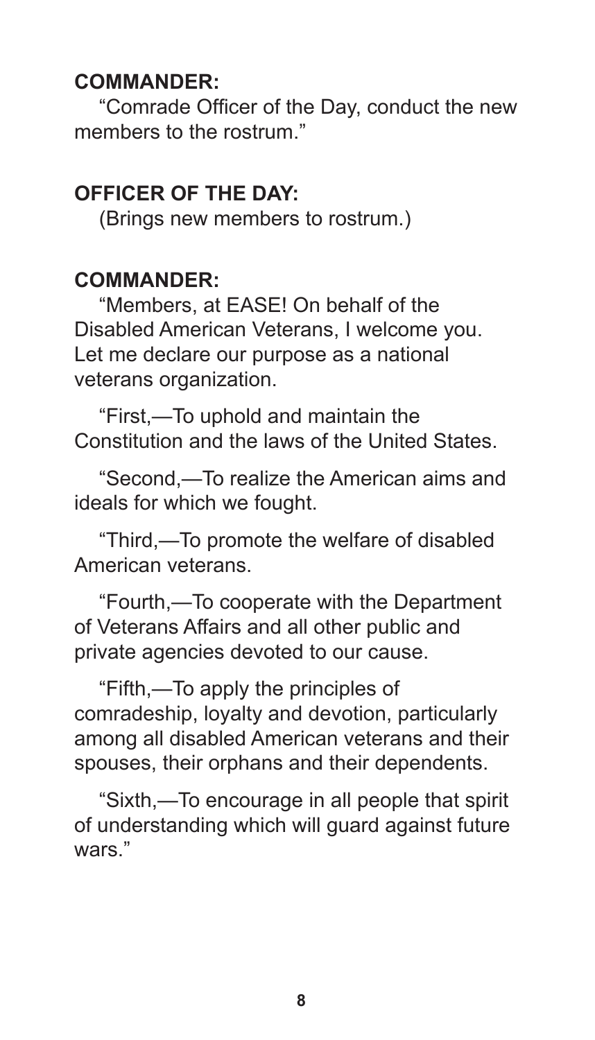**COMMANDER:**

"Comrade Officer of the Day, conduct the new members to the rostrum."

**OFFICER OF THE DAY:**

(Brings new members to rostrum.)

**COMMANDER:**

"Members, at EASE! On behalf of the Disabled American Veterans, I welcome you. Let me declare our purpose as a national veterans organization.

"First,—To uphold and maintain the Constitution and the laws of the United States.

"Second,—To realize the American aims and ideals for which we fought.

"Third,—To promote the welfare of disabled American veterans.

"Fourth,—To cooperate with the Department of Veterans Affairs and all other public and private agencies devoted to our cause.

"Fifth,—To apply the principles of comradeship, loyalty and devotion, particularly among all disabled American veterans and their spouses, their orphans and their dependents.

"Sixth,—To encourage in all people that spirit of understanding which will guard against future wars."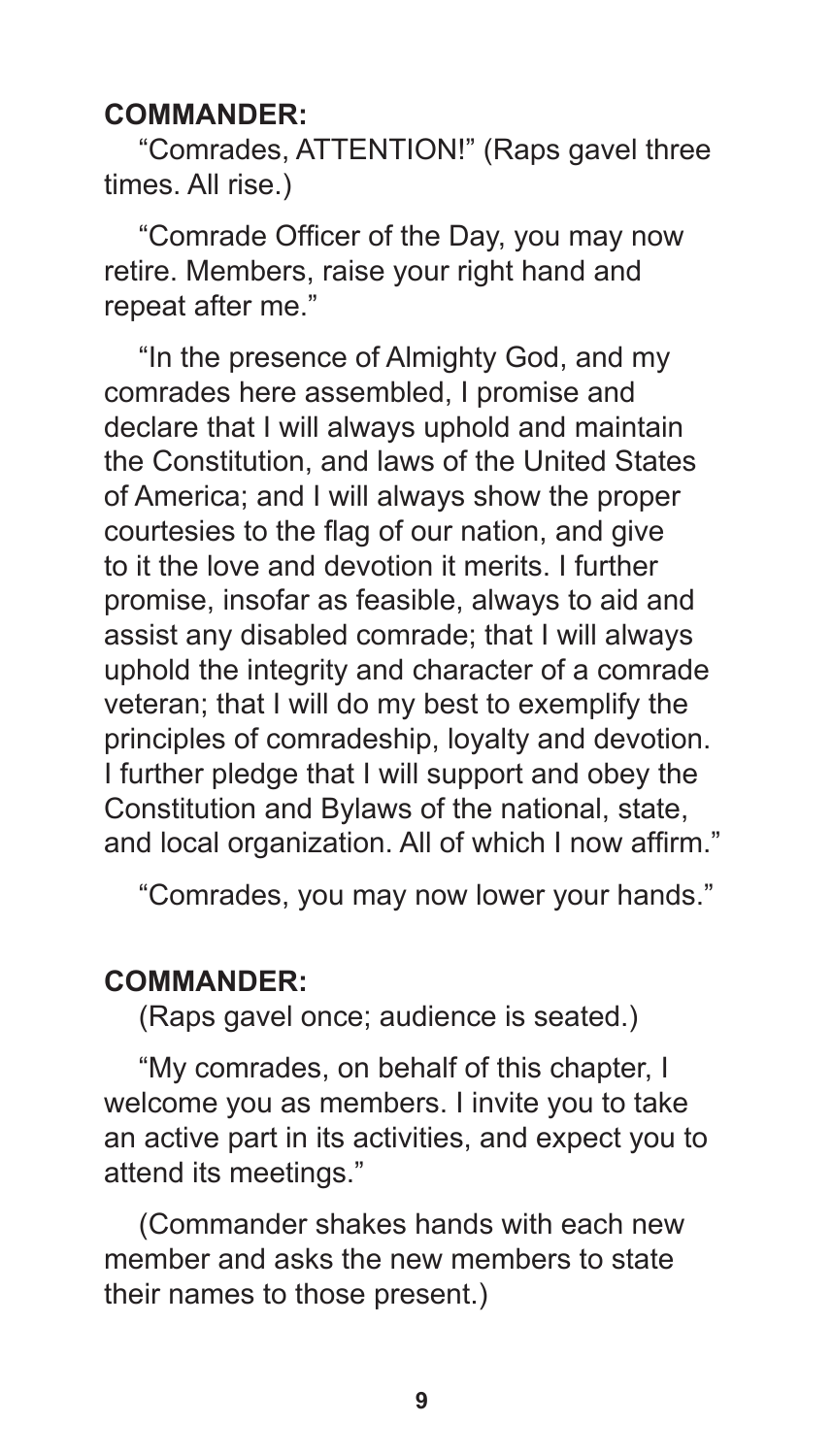**COMMANDER:**

"Comrades, ATTENTION!" (Raps gavel three times. All rise.)

"Comrade Officer of the Day, you may now retire. Members, raise your right hand and repeat after me."

"In the presence of Almighty God, and my comrades here assembled, I promise and declare that I will always uphold and maintain the Constitution, and laws of the United States of America; and I will always show the proper courtesies to the flag of our nation, and give to it the love and devotion it merits. I further promise, insofar as feasible, always to aid and assist any disabled comrade; that I will always uphold the integrity and character of a comrade veteran; that I will do my best to exemplify the principles of comradeship, loyalty and devotion. I further pledge that I will support and obey the Constitution and Bylaws of the national, state, and local organization. All of which I now affirm."

"Comrades, you may now lower your hands."

**COMMANDER:**

(Raps gavel once; audience is seated.)

"My comrades, on behalf of this chapter, I welcome you as members. I invite you to take an active part in its activities, and expect you to attend its meetings."

(Commander shakes hands with each new member and asks the new members to state their names to those present.)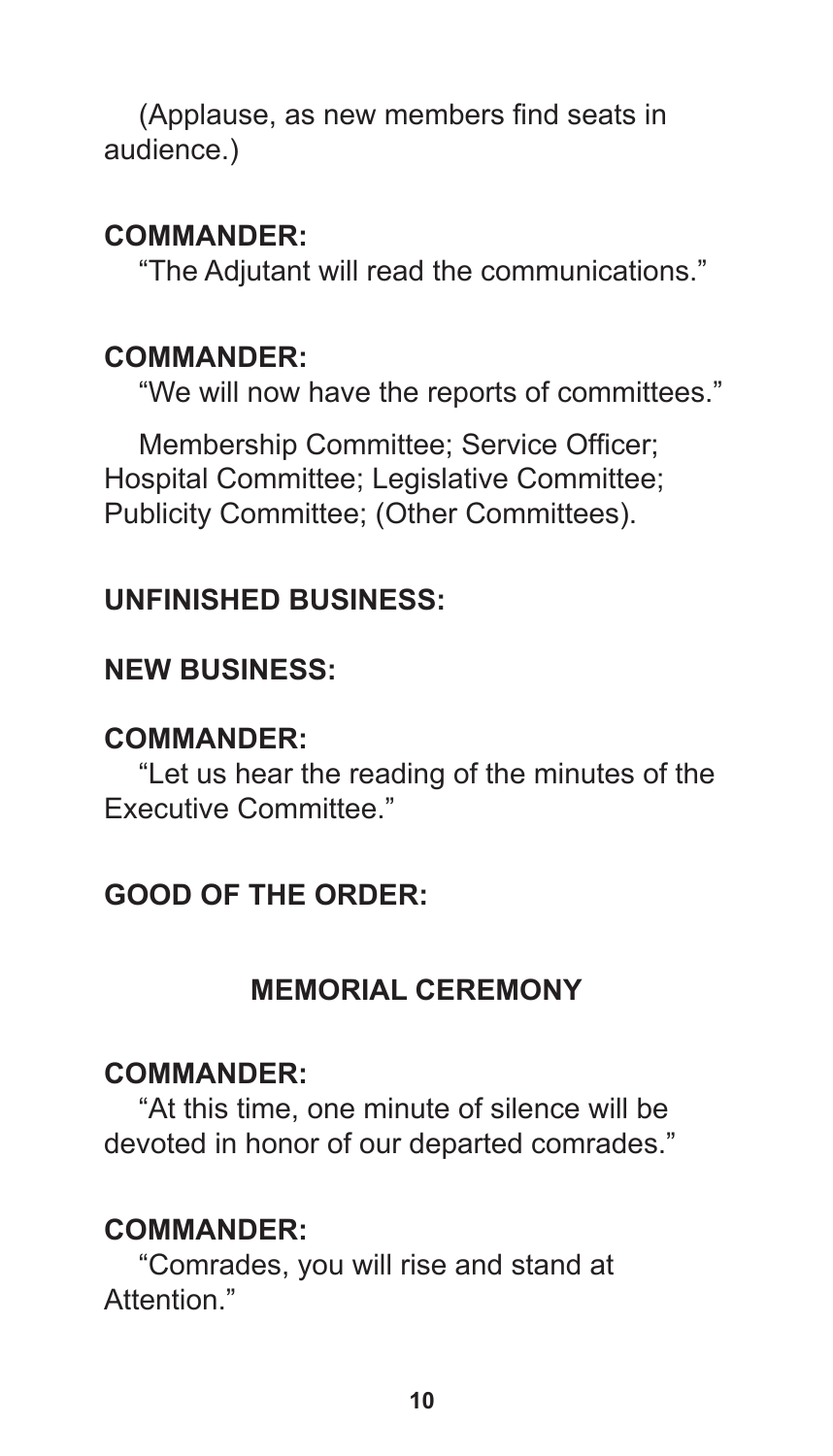(Applause, as new members find seats in audience.)

**COMMANDER:**

"The Adjutant will read the communications."

**COMMANDER:**

"We will now have the reports of committees."

Membership Committee; Service Officer; Hospital Committee; Legislative Committee; Publicity Committee; (Other Committees).

**UNFINISHED BUSINESS:**

**NEW BUSINESS:**

**COMMANDER:**

"Let us hear the reading of the minutes of the Executive Committee."

**GOOD OF THE ORDER:**

## MEMORIAL CEREMONY

**COMMANDER:**

"At this time, one minute of silence will be devoted in honor of our departed comrades."

**COMMANDER:**

"Comrades, you will rise and stand at Attention."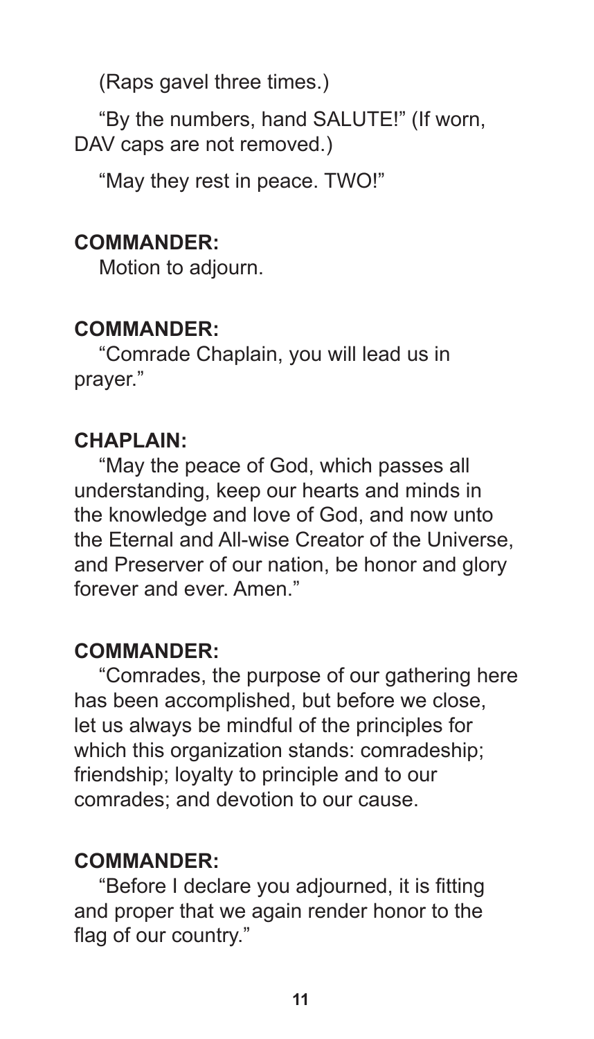(Raps gavel three times.)

"By the numbers, hand SALUTE!" (If worn, DAV caps are not removed.)

"May they rest in peace. TWO!"

**COMMANDER:**

Motion to adjourn.

**COMMANDER:**

"Comrade Chaplain, you will lead us in prayer."

**CHAPLAIN:**

"May the peace of God, which passes all understanding, keep our hearts and minds in the knowledge and love of God, and now unto the Eternal and All-wise Creator of the Universe, and Preserver of our nation, be honor and glory forever and ever. Amen."

**COMMANDER:**

"Comrades, the purpose of our gathering here has been accomplished, but before we close, let us always be mindful of the principles for which this organization stands: comradeship; friendship; loyalty to principle and to our comrades; and devotion to our cause.

**COMMANDER:**

"Before I declare you adjourned, it is fitting and proper that we again render honor to the flag of our country."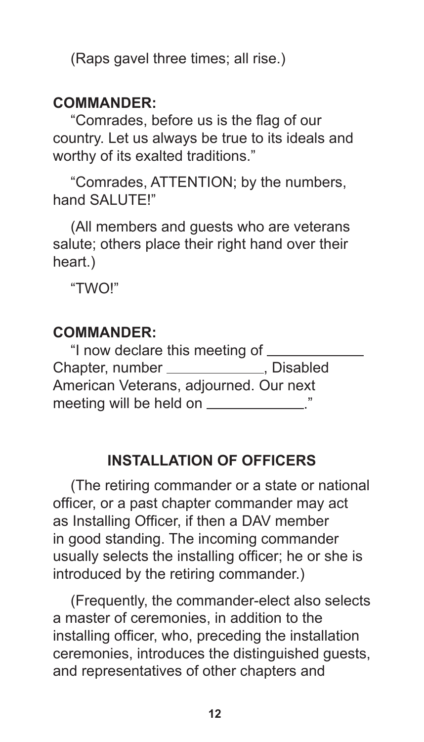(Raps gavel three times; all rise.)

**COMMANDER:**

"Comrades, before us is the flag of our country. Let us always be true to its ideals and worthy of its exalted traditions."

"Comrades, ATTENTION; by the numbers, hand SALUTE!"

(All members and guests who are veterans salute; others place their right hand over their heart.)

"TWO!"

**COMMANDER:**

"I now declare this meeting of ____________ Chapter, number ____________, Disabled American Veterans, adjourned. Our next meeting will be held on ____________."

## INSTALLATION OF OFFICERS

(The retiring commander or a state or national officer, or a past chapter commander may act as Installing Officer, if then a DAV member in good standing. The incoming commander usually selects the installing officer; he or she is introduced by the retiring commander.)

(Frequently, the commander-elect also selects a master of ceremonies, in addition to the installing officer, who, preceding the installation ceremonies, introduces the distinguished guests, and representatives of other chapters and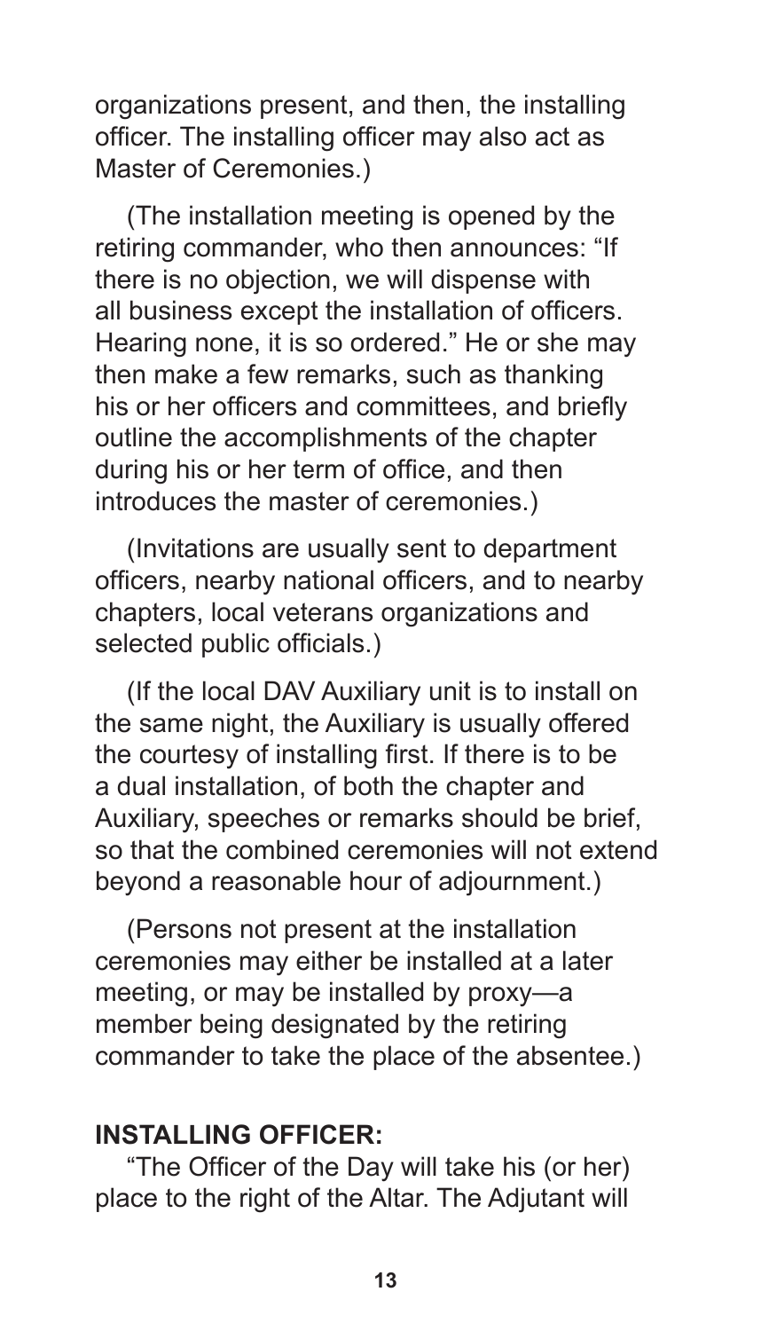organizations present, and then, the installing officer. The installing officer may also act as Master of Ceremonies.)

(The installation meeting is opened by the retiring commander, who then announces: "If there is no objection, we will dispense with all business except the installation of officers. Hearing none, it is so ordered." He or she may then make a few remarks, such as thanking his or her officers and committees, and briefly outline the accomplishments of the chapter during his or her term of office, and then introduces the master of ceremonies.)

(Invitations are usually sent to department officers, nearby national officers, and to nearby chapters, local veterans organizations and selected public officials.)

(If the local DAV Auxiliary unit is to install on the same night, the Auxiliary is usually offered the courtesy of installing first. If there is to be a dual installation, of both the chapter and Auxiliary, speeches or remarks should be brief, so that the combined ceremonies will not extend beyond a reasonable hour of adjournment.)

(Persons not present at the installation ceremonies may either be installed at a later meeting, or may be installed by proxy—a member being designated by the retiring commander to take the place of the absentee.)

**INSTALLING OFFICER:**

"The Officer of the Day will take his (or her) place to the right of the Altar. The Adjutant will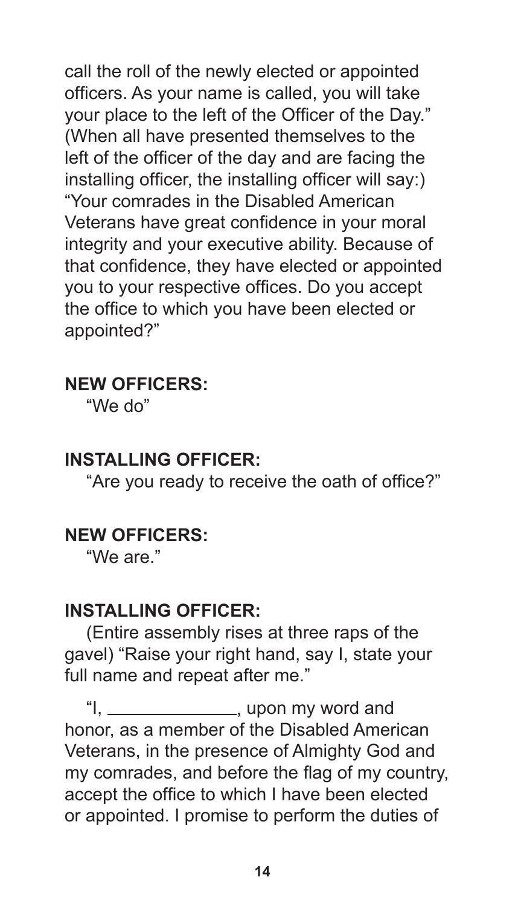call the roll of the newly elected or appointed officers. As your name is called, you will take your place to the left of the Officer of the Day." (When all have presented themselves to the left of the officer of the day and are facing the installing officer, the installing officer will say:) "Your comrades in the Disabled American Veterans have great confidence in your moral integrity and your executive ability. Because of that confidence, they have elected or appointed you to your respective offices. Do you accept the office to which you have been elected or appointed?"

**NEW OFFICERS:**

"We do"

**INSTALLING OFFICER:**

"Are you ready to receive the oath of office?"

**NEW OFFICERS:**

"We are."

**INSTALLING OFFICER:**

(Entire assembly rises at three raps of the gavel) "Raise your right hand, say I, state your full name and repeat after me."

"I, ______________, upon my word and honor, as a member of the Disabled American Veterans, in the presence of Almighty God and my comrades, and before the flag of my country, accept the office to which I have been elected or appointed. I promise to perform the duties of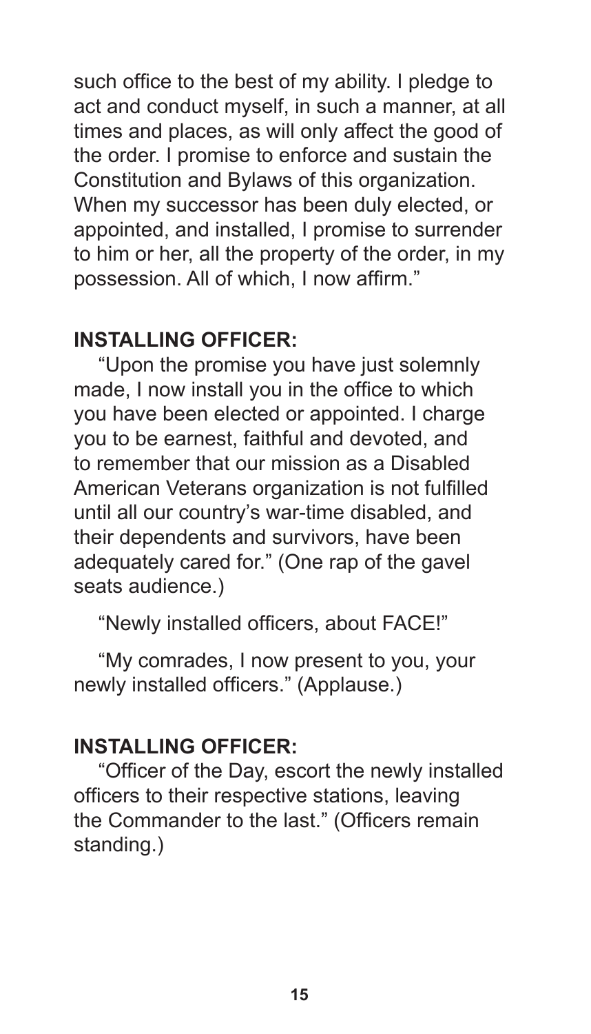such office to the best of my ability. I pledge to act and conduct myself, in such a manner, at all times and places, as will only affect the good of the order. I promise to enforce and sustain the Constitution and Bylaws of this organization. When my successor has been duly elected, or appointed, and installed, I promise to surrender to him or her, all the property of the order, in my possession. All of which, I now affirm."

**INSTALLING OFFICER:**

"Upon the promise you have just solemnly made, I now install you in the office to which you have been elected or appointed. I charge you to be earnest, faithful and devoted, and to remember that our mission as a Disabled American Veterans organization is not fulfilled until all our country's war-time disabled, and their dependents and survivors, have been adequately cared for." (One rap of the gavel seats audience.)

"Newly installed officers, about FACE!"

"My comrades, I now present to you, your newly installed officers." (Applause.)

**INSTALLING OFFICER:**

"Officer of the Day, escort the newly installed officers to their respective stations, leaving the Commander to the last." (Officers remain standing.)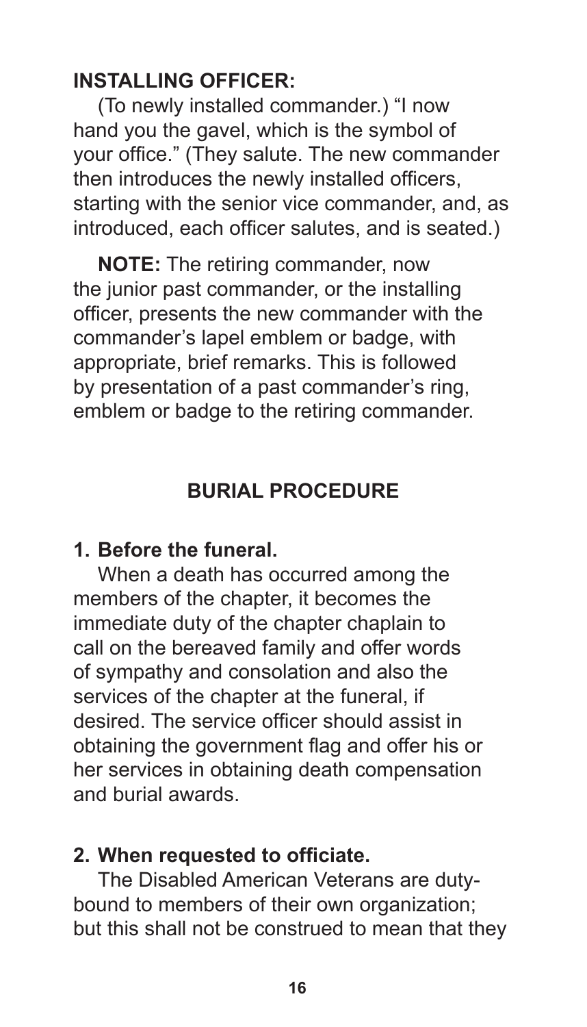**INSTALLING OFFICER:**

(To newly installed commander.) "I now hand you the gavel, which is the symbol of your office." (They salute. The new commander then introduces the newly installed officers, starting with the senior vice commander, and, as introduced, each officer salutes, and is seated.)

**NOTE:** The retiring commander, now the junior past commander, or the installing officer, presents the new commander with the commander's lapel emblem or badge, with appropriate, brief remarks. This is followed by presentation of a past commander's ring, emblem or badge to the retiring commander.

## BURIAL PROCEDURE

**1. Before the funeral.**

When a death has occurred among the members of the chapter, it becomes the immediate duty of the chapter chaplain to call on the bereaved family and offer words of sympathy and consolation and also the services of the chapter at the funeral, if desired. The service officer should assist in obtaining the government flag and offer his or her services in obtaining death compensation and burial awards.

**2. When requested to officiate.**

The Disabled American Veterans are duty-bound to members of their own organization; but this shall not be construed to mean that they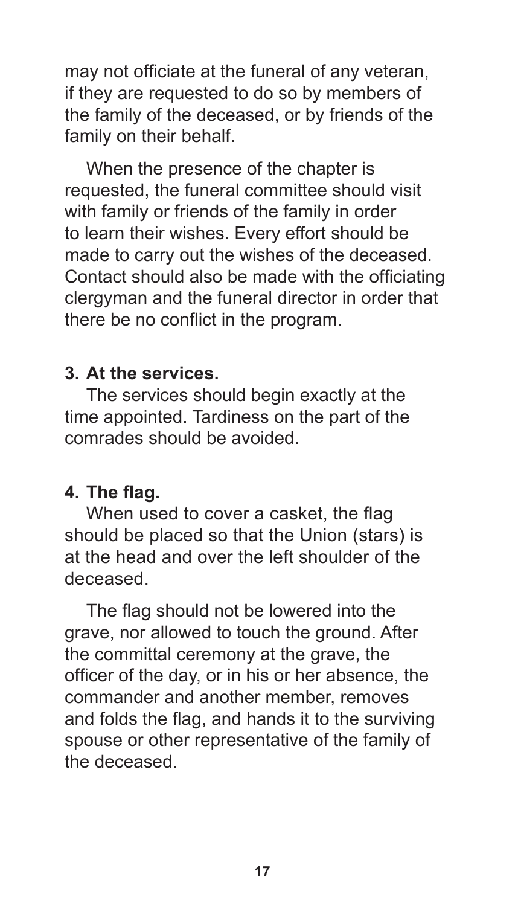may not officiate at the funeral of any veteran, if they are requested to do so by members of the family of the deceased, or by friends of the family on their behalf.

When the presence of the chapter is requested, the funeral committee should visit with family or friends of the family in order to learn their wishes. Every effort should be made to carry out the wishes of the deceased. Contact should also be made with the officiating clergyman and the funeral director in order that there be no conflict in the program.

**3. At the services.**

The services should begin exactly at the time appointed. Tardiness on the part of the comrades should be avoided.

**4. The flag.**

When used to cover a casket, the flag should be placed so that the Union (stars) is at the head and over the left shoulder of the deceased.

The flag should not be lowered into the grave, nor allowed to touch the ground. After the committal ceremony at the grave, the officer of the day, or in his or her absence, the commander and another member, removes and folds the flag, and hands it to the surviving spouse or other representative of the family of the deceased.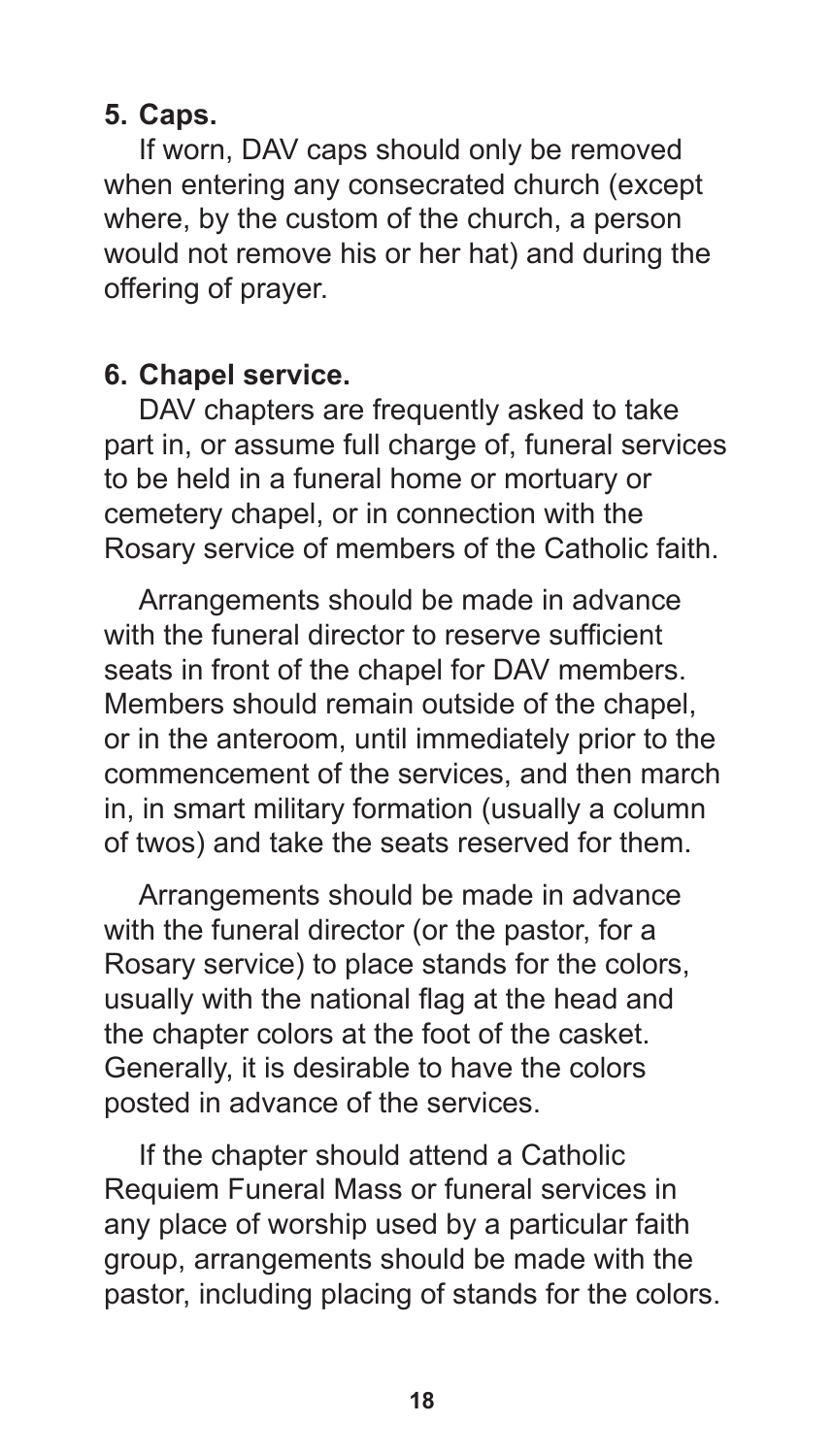**5. Caps.**

If worn, DAV caps should only be removed when entering any consecrated church (except where, by the custom of the church, a person would not remove his or her hat) and during the offering of prayer.

**6. Chapel service.**

DAV chapters are frequently asked to take part in, or assume full charge of, funeral services to be held in a funeral home or mortuary or cemetery chapel, or in connection with the Rosary service of members of the Catholic faith.

Arrangements should be made in advance with the funeral director to reserve sufficient seats in front of the chapel for DAV members. Members should remain outside of the chapel, or in the anteroom, until immediately prior to the commencement of the services, and then march in, in smart military formation (usually a column of twos) and take the seats reserved for them.

Arrangements should be made in advance with the funeral director (or the pastor, for a Rosary service) to place stands for the colors, usually with the national flag at the head and the chapter colors at the foot of the casket. Generally, it is desirable to have the colors posted in advance of the services.

If the chapter should attend a Catholic Requiem Funeral Mass or funeral services in any place of worship used by a particular faith group, arrangements should be made with the pastor, including placing of stands for the colors.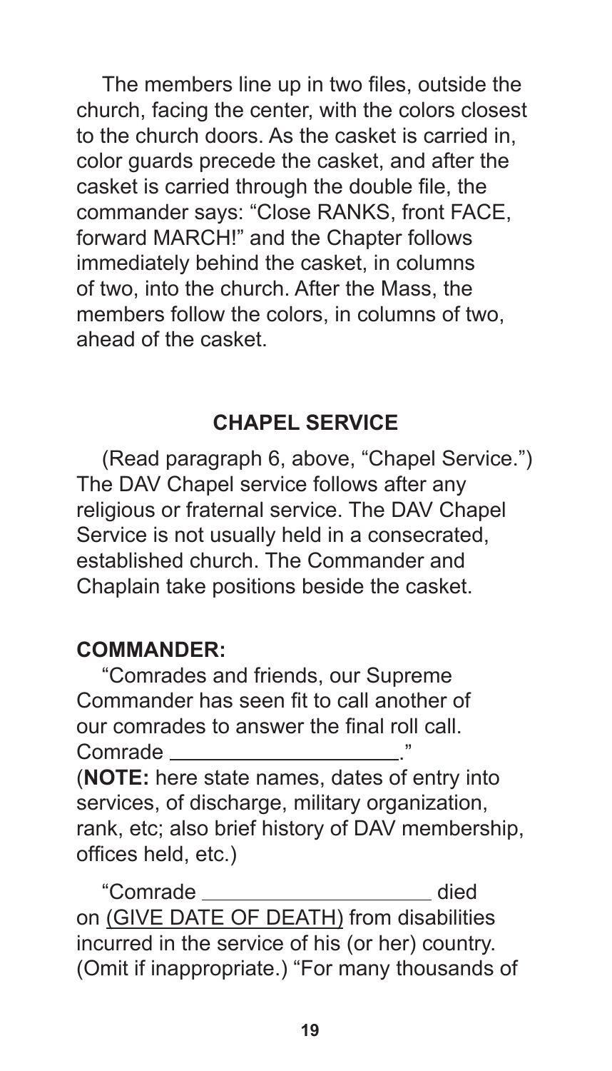The members line up in two files, outside the church, facing the center, with the colors closest to the church doors. As the casket is carried in, color guards precede the casket, and after the casket is carried through the double file, the commander says: "Close RANKS, front FACE, forward MARCH!" and the Chapter follows immediately behind the casket, in columns of two, into the church. After the Mass, the members follow the colors, in columns of two, ahead of the casket.

## CHAPEL SERVICE

(Read paragraph 6, above, "Chapel Service.") The DAV Chapel service follows after any religious or fraternal service. The DAV Chapel Service is not usually held in a consecrated, established church. The Commander and Chaplain take positions beside the casket.

**COMMANDER:**

"Comrades and friends, our Supreme Commander has seen fit to call another of our comrades to answer the final roll call. Comrade ____________________."

(**NOTE:** here state names, dates of entry into services, of discharge, military organization, rank, etc; also brief history of DAV membership, offices held, etc.)

"Comrade ____________________ died on <u>(GIVE DATE OF DEATH)</u> from disabilities incurred in the service of his (or her) country. (Omit if inappropriate.) "For many thousands of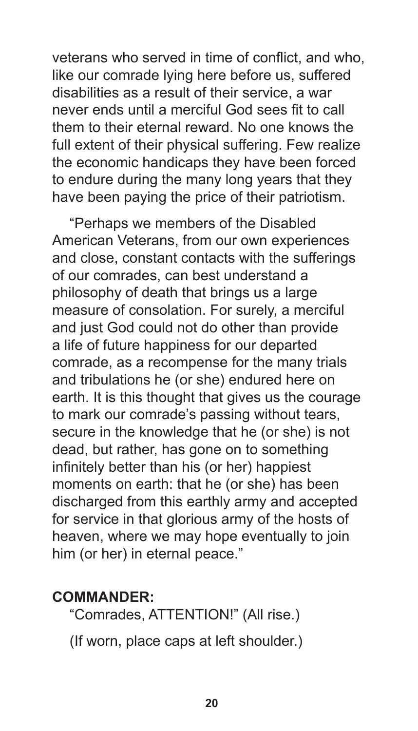veterans who served in time of conflict, and who, like our comrade lying here before us, suffered disabilities as a result of their service, a war never ends until a merciful God sees fit to call them to their eternal reward. No one knows the full extent of their physical suffering. Few realize the economic handicaps they have been forced to endure during the many long years that they have been paying the price of their patriotism.

"Perhaps we members of the Disabled American Veterans, from our own experiences and close, constant contacts with the sufferings of our comrades, can best understand a philosophy of death that brings us a large measure of consolation. For surely, a merciful and just God could not do other than provide a life of future happiness for our departed comrade, as a recompense for the many trials and tribulations he (or she) endured here on earth. It is this thought that gives us the courage to mark our comrade's passing without tears, secure in the knowledge that he (or she) is not dead, but rather, has gone on to something infinitely better than his (or her) happiest moments on earth: that he (or she) has been discharged from this earthly army and accepted for service in that glorious army of the hosts of heaven, where we may hope eventually to join him (or her) in eternal peace."

**COMMANDER:**

"Comrades, ATTENTION!" (All rise.)

(If worn, place caps at left shoulder.)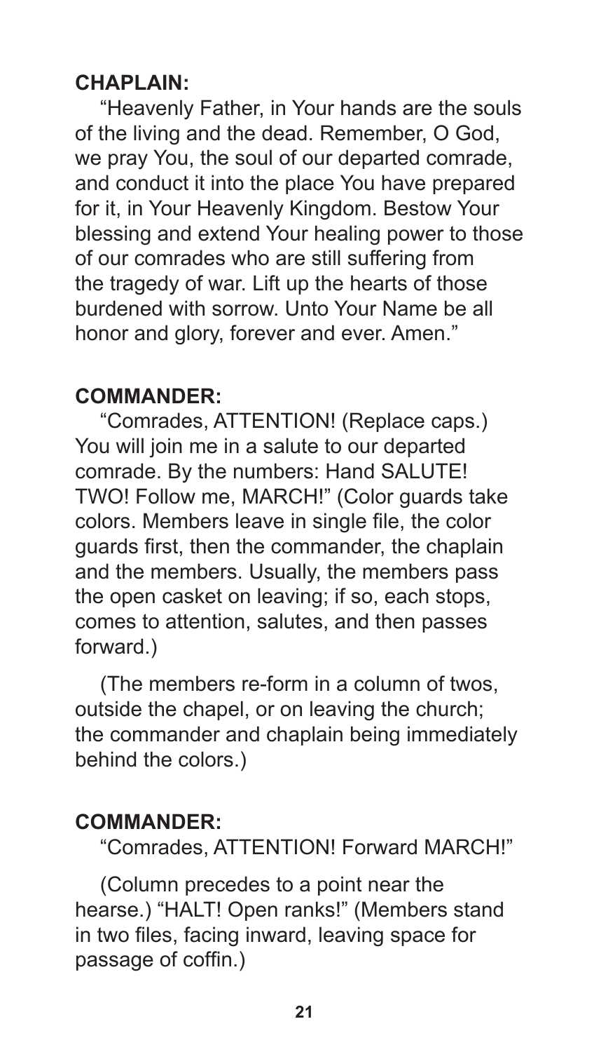**CHAPLAIN:**

"Heavenly Father, in Your hands are the souls of the living and the dead. Remember, O God, we pray You, the soul of our departed comrade, and conduct it into the place You have prepared for it, in Your Heavenly Kingdom. Bestow Your blessing and extend Your healing power to those of our comrades who are still suffering from the tragedy of war. Lift up the hearts of those burdened with sorrow. Unto Your Name be all honor and glory, forever and ever. Amen."

**COMMANDER:**

"Comrades, ATTENTION! (Replace caps.) You will join me in a salute to our departed comrade. By the numbers: Hand SALUTE! TWO! Follow me, MARCH!" (Color guards take colors. Members leave in single file, the color guards first, then the commander, the chaplain and the members. Usually, the members pass the open casket on leaving; if so, each stops, comes to attention, salutes, and then passes forward.)

(The members re-form in a column of twos, outside the chapel, or on leaving the church; the commander and chaplain being immediately behind the colors.)

**COMMANDER:**

"Comrades, ATTENTION! Forward MARCH!"

(Column precedes to a point near the hearse.) "HALT! Open ranks!" (Members stand in two files, facing inward, leaving space for passage of coffin.)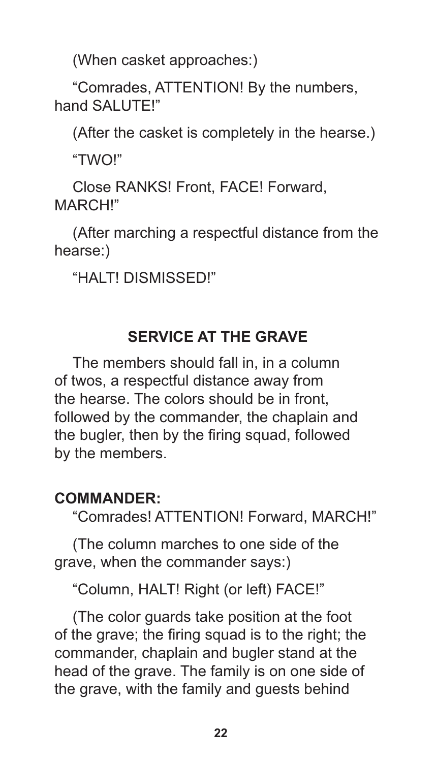(When casket approaches:)

"Comrades, ATTENTION! By the numbers, hand SALUTE!"

(After the casket is completely in the hearse.)

"TWO!"

Close RANKS! Front, FACE! Forward, MARCH!"

(After marching a respectful distance from the hearse:)

"HALT! DISMISSED!"

## SERVICE AT THE GRAVE

The members should fall in, in a column of twos, a respectful distance away from the hearse. The colors should be in front, followed by the commander, the chaplain and the bugler, then by the firing squad, followed by the members.

**COMMANDER:**

"Comrades! ATTENTION! Forward, MARCH!"

(The column marches to one side of the grave, when the commander says:)

"Column, HALT! Right (or left) FACE!"

(The color guards take position at the foot of the grave; the firing squad is to the right; the commander, chaplain and bugler stand at the head of the grave. The family is on one side of the grave, with the family and guests behind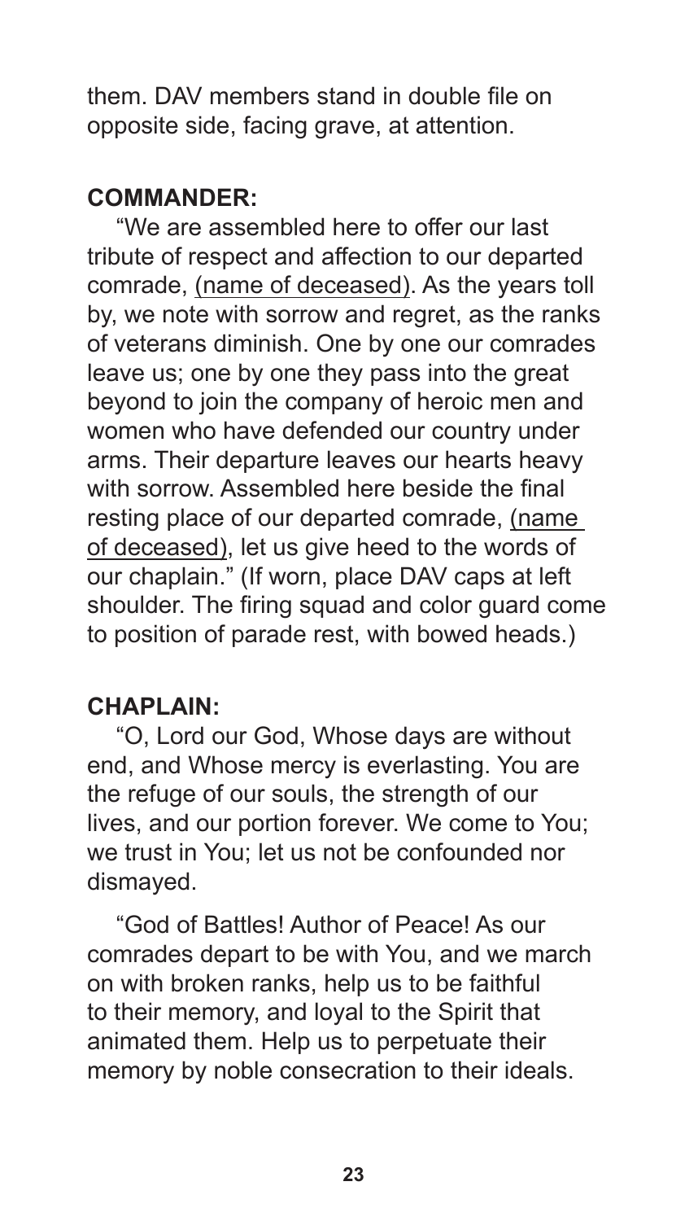them. DAV members stand in double file on opposite side, facing grave, at attention.

**COMMANDER:**

"We are assembled here to offer our last tribute of respect and affection to our departed comrade, <u>(name of deceased)</u>. As the years toll by, we note with sorrow and regret, as the ranks of veterans diminish. One by one our comrades leave us; one by one they pass into the great beyond to join the company of heroic men and women who have defended our country under arms. Their departure leaves our hearts heavy with sorrow. Assembled here beside the final resting place of our departed comrade, <u>(name of deceased)</u>, let us give heed to the words of our chaplain." (If worn, place DAV caps at left shoulder. The firing squad and color guard come to position of parade rest, with bowed heads.)

**CHAPLAIN:**

"O, Lord our God, Whose days are without end, and Whose mercy is everlasting. You are the refuge of our souls, the strength of our lives, and our portion forever. We come to You; we trust in You; let us not be confounded nor dismayed.

"God of Battles! Author of Peace! As our comrades depart to be with You, and we march on with broken ranks, help us to be faithful to their memory, and loyal to the Spirit that animated them. Help us to perpetuate their memory by noble consecration to their ideals.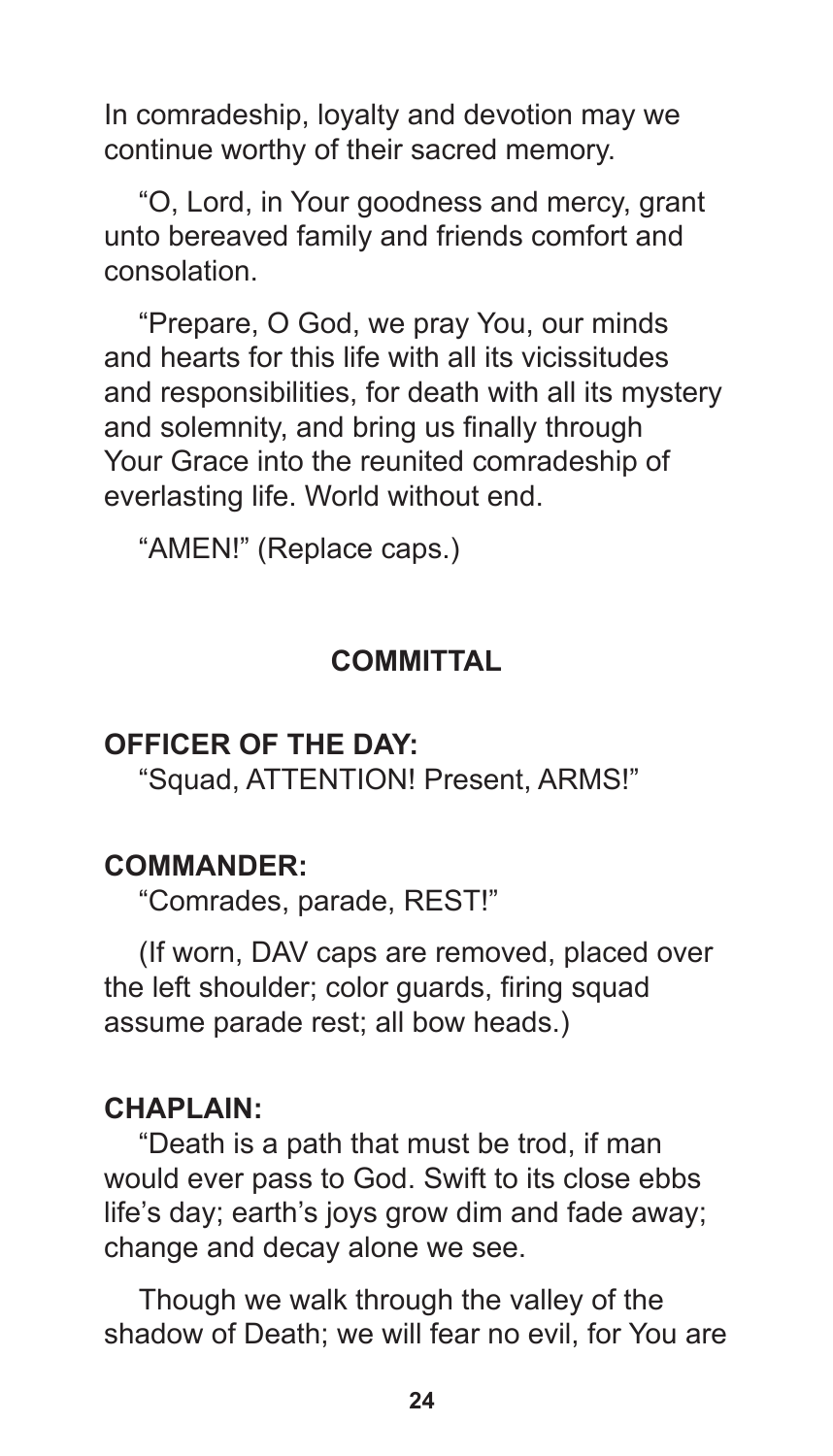In comradeship, loyalty and devotion may we continue worthy of their sacred memory.

"O, Lord, in Your goodness and mercy, grant unto bereaved family and friends comfort and consolation.

"Prepare, O God, we pray You, our minds and hearts for this life with all its vicissitudes and responsibilities, for death with all its mystery and solemnity, and bring us finally through Your Grace into the reunited comradeship of everlasting life. World without end.

"AMEN!" (Replace caps.)

## COMMITTAL

**OFFICER OF THE DAY:**

"Squad, ATTENTION! Present, ARMS!"

**COMMANDER:**

"Comrades, parade, REST!"

(If worn, DAV caps are removed, placed over the left shoulder; color guards, firing squad assume parade rest; all bow heads.)

**CHAPLAIN:**

"Death is a path that must be trod, if man would ever pass to God. Swift to its close ebbs life's day; earth's joys grow dim and fade away; change and decay alone we see.

Though we walk through the valley of the shadow of Death; we will fear no evil, for You are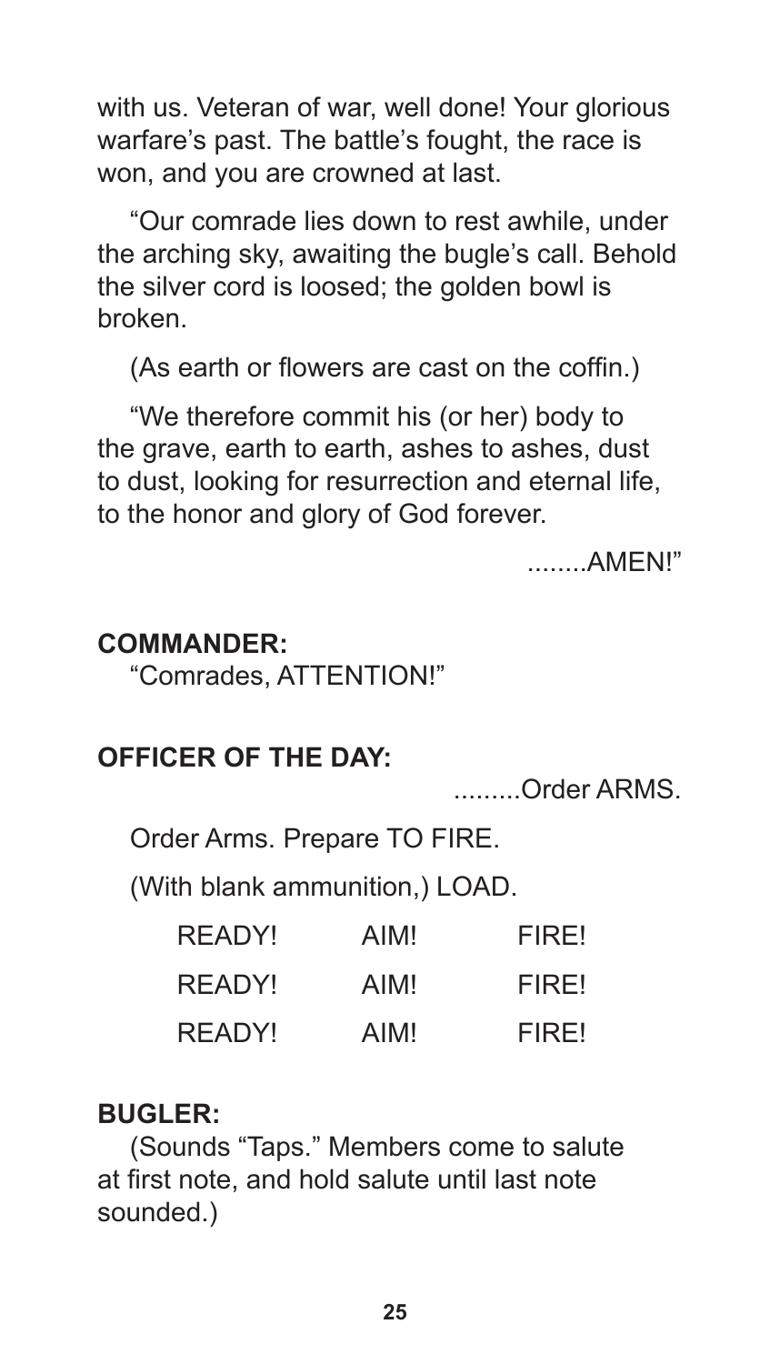with us. Veteran of war, well done! Your glorious warfare's past. The battle's fought, the race is won, and you are crowned at last.

"Our comrade lies down to rest awhile, under the arching sky, awaiting the bugle's call. Behold the silver cord is loosed; the golden bowl is broken.

(As earth or flowers are cast on the coffin.)

"We therefore commit his (or her) body to the grave, earth to earth, ashes to ashes, dust to dust, looking for resurrection and eternal life, to the honor and glory of God forever.

........AMEN!"

**COMMANDER:**

"Comrades, ATTENTION!"

**OFFICER OF THE DAY:**

.........Order ARMS.

Order Arms. Prepare TO FIRE.

(With blank ammunition,) LOAD.

READY! AIM! FIRE!

READY! AIM! FIRE!

READY! AIM! FIRE!

**BUGLER:**

(Sounds "Taps." Members come to salute at first note, and hold salute until last note sounded.)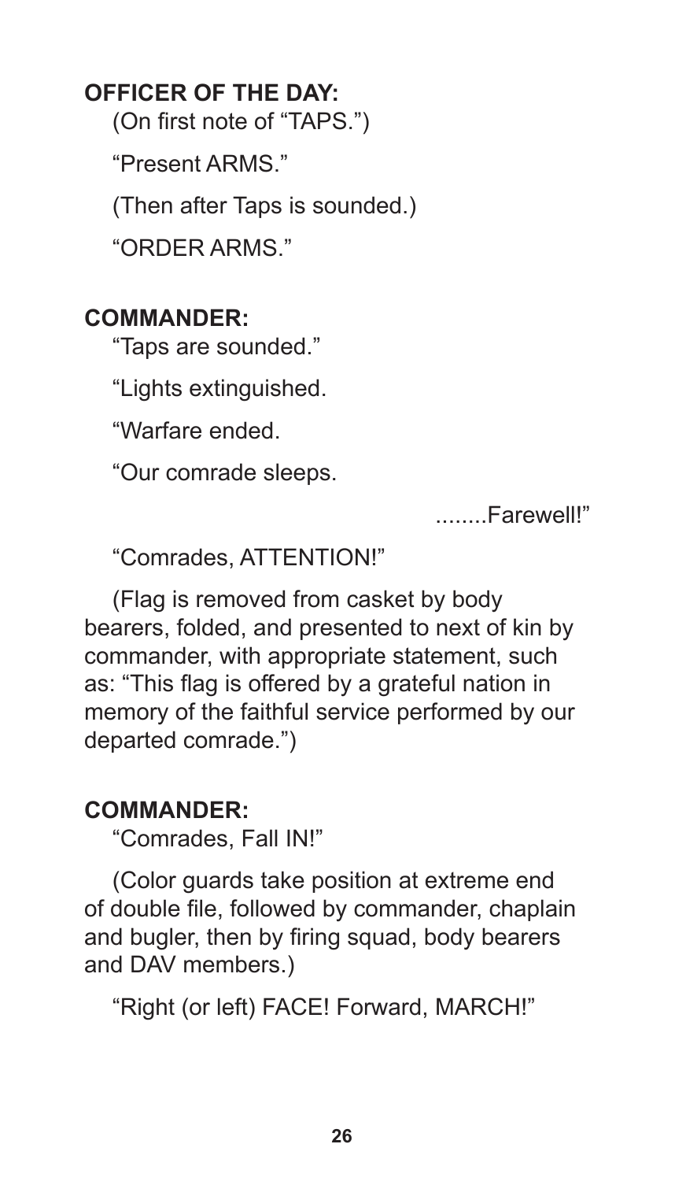**OFFICER OF THE DAY:**

(On first note of "TAPS.")

"Present ARMS."

(Then after Taps is sounded.)

"ORDER ARMS."

**COMMANDER:**

"Taps are sounded."

"Lights extinguished.

"Warfare ended.

"Our comrade sleeps.

........Farewell!"

"Comrades, ATTENTION!"

(Flag is removed from casket by body bearers, folded, and presented to next of kin by commander, with appropriate statement, such as: "This flag is offered by a grateful nation in memory of the faithful service performed by our departed comrade.")

**COMMANDER:**

"Comrades, Fall IN!"

(Color guards take position at extreme end of double file, followed by commander, chaplain and bugler, then by firing squad, body bearers and DAV members.)

"Right (or left) FACE! Forward, MARCH!"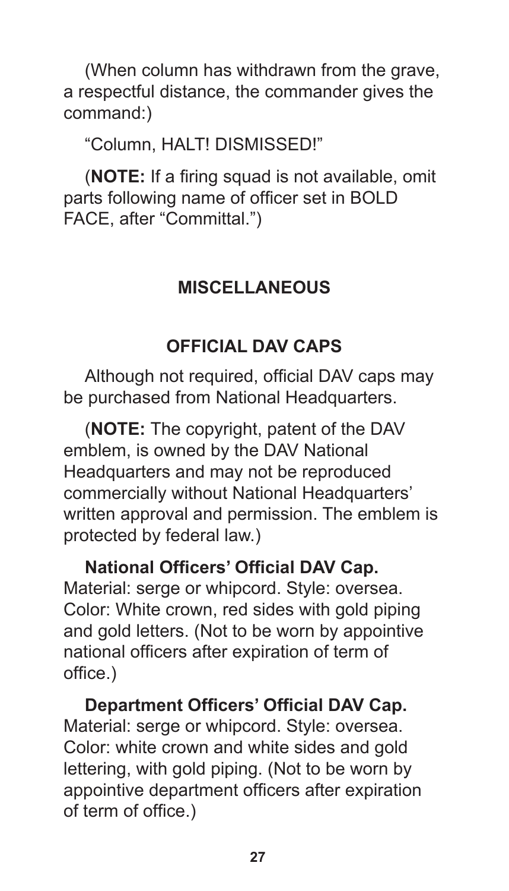(When column has withdrawn from the grave, a respectful distance, the commander gives the command:)

"Column, HALT! DISMISSED!"

(**NOTE:** If a firing squad is not available, omit parts following name of officer set in BOLD FACE, after "Committal.")

## MISCELLANEOUS

### OFFICIAL DAV CAPS

Although not required, official DAV caps may be purchased from National Headquarters.

(**NOTE:** The copyright, patent of the DAV emblem, is owned by the DAV National Headquarters and may not be reproduced commercially without National Headquarters' written approval and permission. The emblem is protected by federal law.)

**National Officers' Official DAV Cap.** Material: serge or whipcord. Style: oversea. Color: White crown, red sides with gold piping and gold letters. (Not to be worn by appointive national officers after expiration of term of office.)

**Department Officers' Official DAV Cap.** Material: serge or whipcord. Style: oversea. Color: white crown and white sides and gold lettering, with gold piping. (Not to be worn by appointive department officers after expiration of term of office.)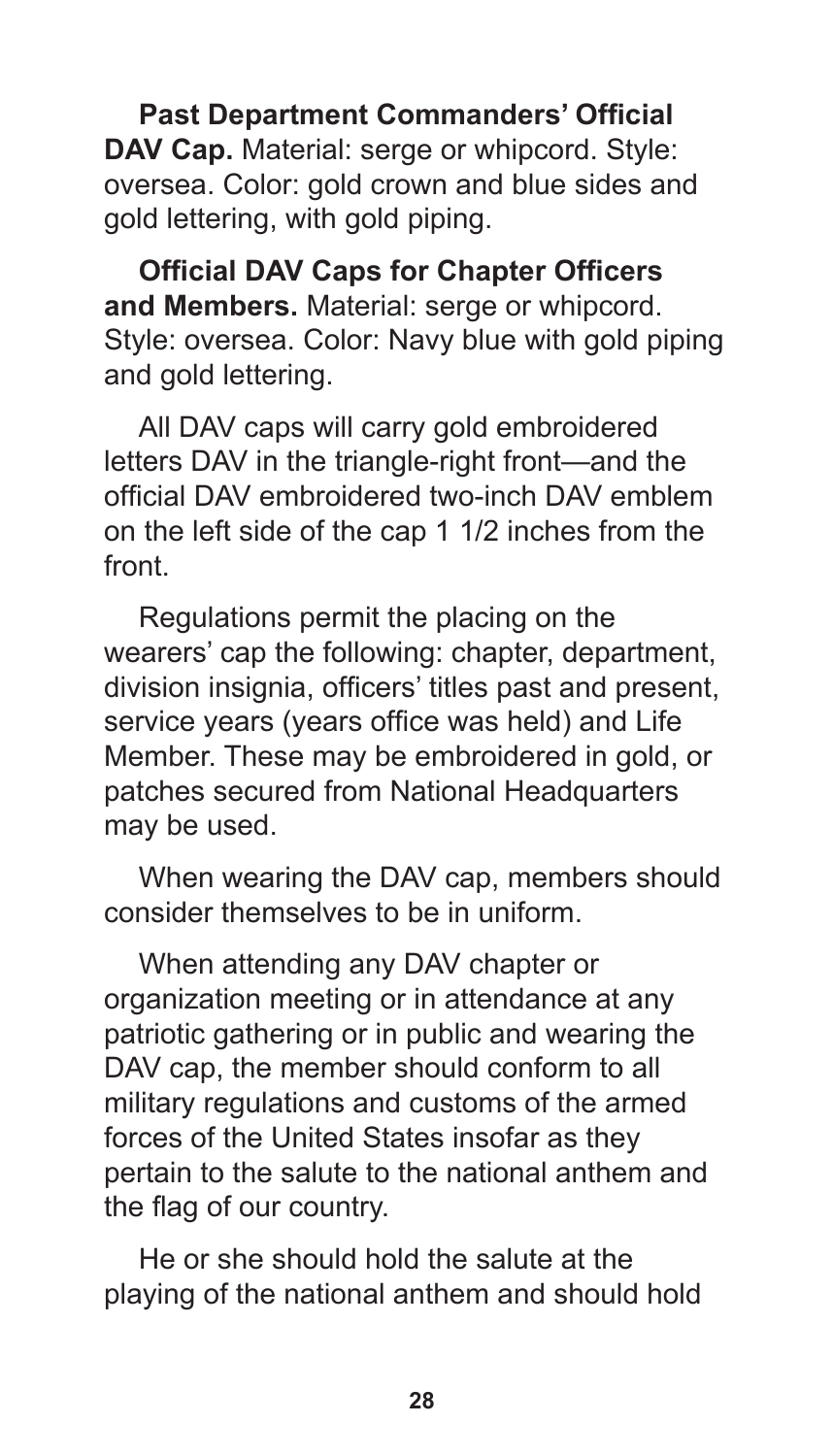**Past Department Commanders' Official DAV Cap.** Material: serge or whipcord. Style: oversea. Color: gold crown and blue sides and gold lettering, with gold piping.

**Official DAV Caps for Chapter Officers and Members.** Material: serge or whipcord. Style: oversea. Color: Navy blue with gold piping and gold lettering.

All DAV caps will carry gold embroidered letters DAV in the triangle-right front—and the official DAV embroidered two-inch DAV emblem on the left side of the cap 1 1/2 inches from the front.

Regulations permit the placing on the wearers' cap the following: chapter, department, division insignia, officers' titles past and present, service years (years office was held) and Life Member. These may be embroidered in gold, or patches secured from National Headquarters may be used.

When wearing the DAV cap, members should consider themselves to be in uniform.

When attending any DAV chapter or organization meeting or in attendance at any patriotic gathering or in public and wearing the DAV cap, the member should conform to all military regulations and customs of the armed forces of the United States insofar as they pertain to the salute to the national anthem and the flag of our country.

He or she should hold the salute at the playing of the national anthem and should hold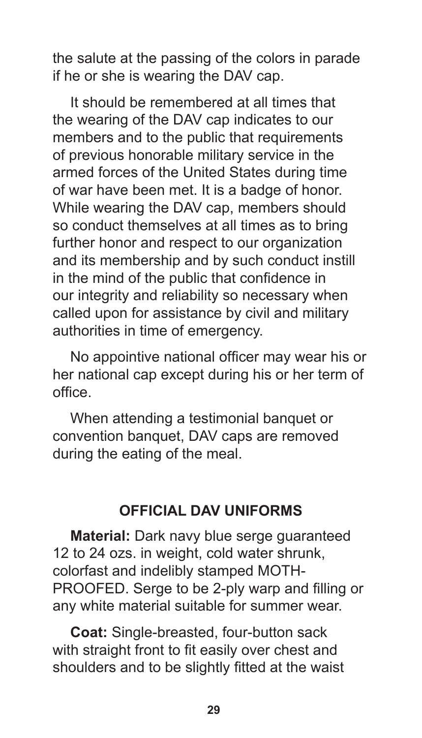the salute at the passing of the colors in parade if he or she is wearing the DAV cap.

It should be remembered at all times that the wearing of the DAV cap indicates to our members and to the public that requirements of previous honorable military service in the armed forces of the United States during time of war have been met. It is a badge of honor. While wearing the DAV cap, members should so conduct themselves at all times as to bring further honor and respect to our organization and its membership and by such conduct instill in the mind of the public that confidence in our integrity and reliability so necessary when called upon for assistance by civil and military authorities in time of emergency.

No appointive national officer may wear his or her national cap except during his or her term of office.

When attending a testimonial banquet or convention banquet, DAV caps are removed during the eating of the meal.

## OFFICIAL DAV UNIFORMS

**Material:** Dark navy blue serge guaranteed 12 to 24 ozs. in weight, cold water shrunk, colorfast and indelibly stamped MOTH-PROOFED. Serge to be 2-ply warp and filling or any white material suitable for summer wear.

**Coat:** Single-breasted, four-button sack with straight front to fit easily over chest and shoulders and to be slightly fitted at the waist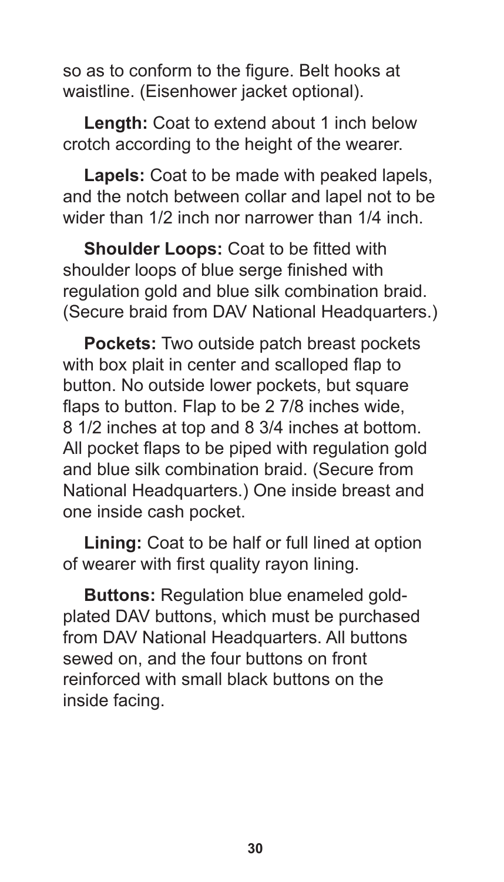so as to conform to the figure. Belt hooks at waistline. (Eisenhower jacket optional).

**Length:** Coat to extend about 1 inch below crotch according to the height of the wearer.

**Lapels:** Coat to be made with peaked lapels, and the notch between collar and lapel not to be wider than 1/2 inch nor narrower than 1/4 inch.

**Shoulder Loops:** Coat to be fitted with shoulder loops of blue serge finished with regulation gold and blue silk combination braid. (Secure braid from DAV National Headquarters.)

**Pockets:** Two outside patch breast pockets with box plait in center and scalloped flap to button. No outside lower pockets, but square flaps to button. Flap to be 2 7/8 inches wide, 8 1/2 inches at top and 8 3/4 inches at bottom. All pocket flaps to be piped with regulation gold and blue silk combination braid. (Secure from National Headquarters.) One inside breast and one inside cash pocket.

**Lining:** Coat to be half or full lined at option of wearer with first quality rayon lining.

**Buttons:** Regulation blue enameled gold-plated DAV buttons, which must be purchased from DAV National Headquarters. All buttons sewed on, and the four buttons on front reinforced with small black buttons on the inside facing.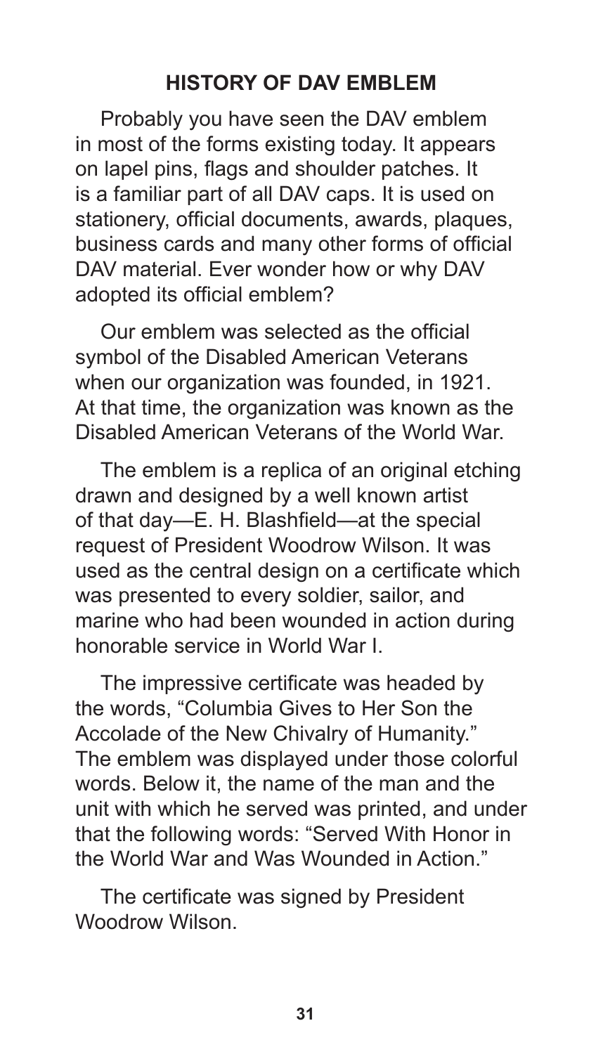## HISTORY OF DAV EMBLEM

Probably you have seen the DAV emblem in most of the forms existing today. It appears on lapel pins, flags and shoulder patches. It is a familiar part of all DAV caps. It is used on stationery, official documents, awards, plaques, business cards and many other forms of official DAV material. Ever wonder how or why DAV adopted its official emblem?

Our emblem was selected as the official symbol of the Disabled American Veterans when our organization was founded, in 1921. At that time, the organization was known as the Disabled American Veterans of the World War.

The emblem is a replica of an original etching drawn and designed by a well known artist of that day—E. H. Blashfield—at the special request of President Woodrow Wilson. It was used as the central design on a certificate which was presented to every soldier, sailor, and marine who had been wounded in action during honorable service in World War I.

The impressive certificate was headed by the words, "Columbia Gives to Her Son the Accolade of the New Chivalry of Humanity." The emblem was displayed under those colorful words. Below it, the name of the man and the unit with which he served was printed, and under that the following words: "Served With Honor in the World War and Was Wounded in Action."

The certificate was signed by President Woodrow Wilson.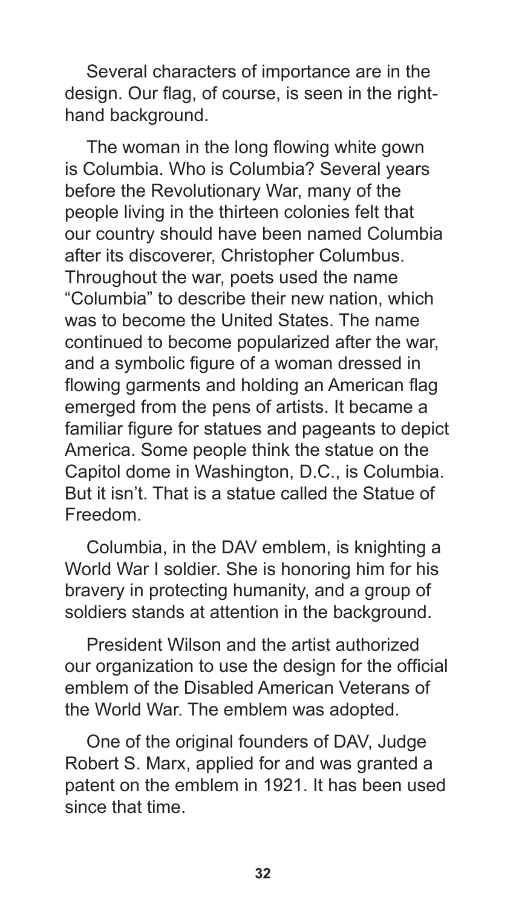Several characters of importance are in the design. Our flag, of course, is seen in the right-hand background.

The woman in the long flowing white gown is Columbia. Who is Columbia? Several years before the Revolutionary War, many of the people living in the thirteen colonies felt that our country should have been named Columbia after its discoverer, Christopher Columbus. Throughout the war, poets used the name "Columbia" to describe their new nation, which was to become the United States. The name continued to become popularized after the war, and a symbolic figure of a woman dressed in flowing garments and holding an American flag emerged from the pens of artists. It became a familiar figure for statues and pageants to depict America. Some people think the statue on the Capitol dome in Washington, D.C., is Columbia. But it isn't. That is a statue called the Statue of Freedom.

Columbia, in the DAV emblem, is knighting a World War I soldier. She is honoring him for his bravery in protecting humanity, and a group of soldiers stands at attention in the background.

President Wilson and the artist authorized our organization to use the design for the official emblem of the Disabled American Veterans of the World War. The emblem was adopted.

One of the original founders of DAV, Judge Robert S. Marx, applied for and was granted a patent on the emblem in 1921. It has been used since that time.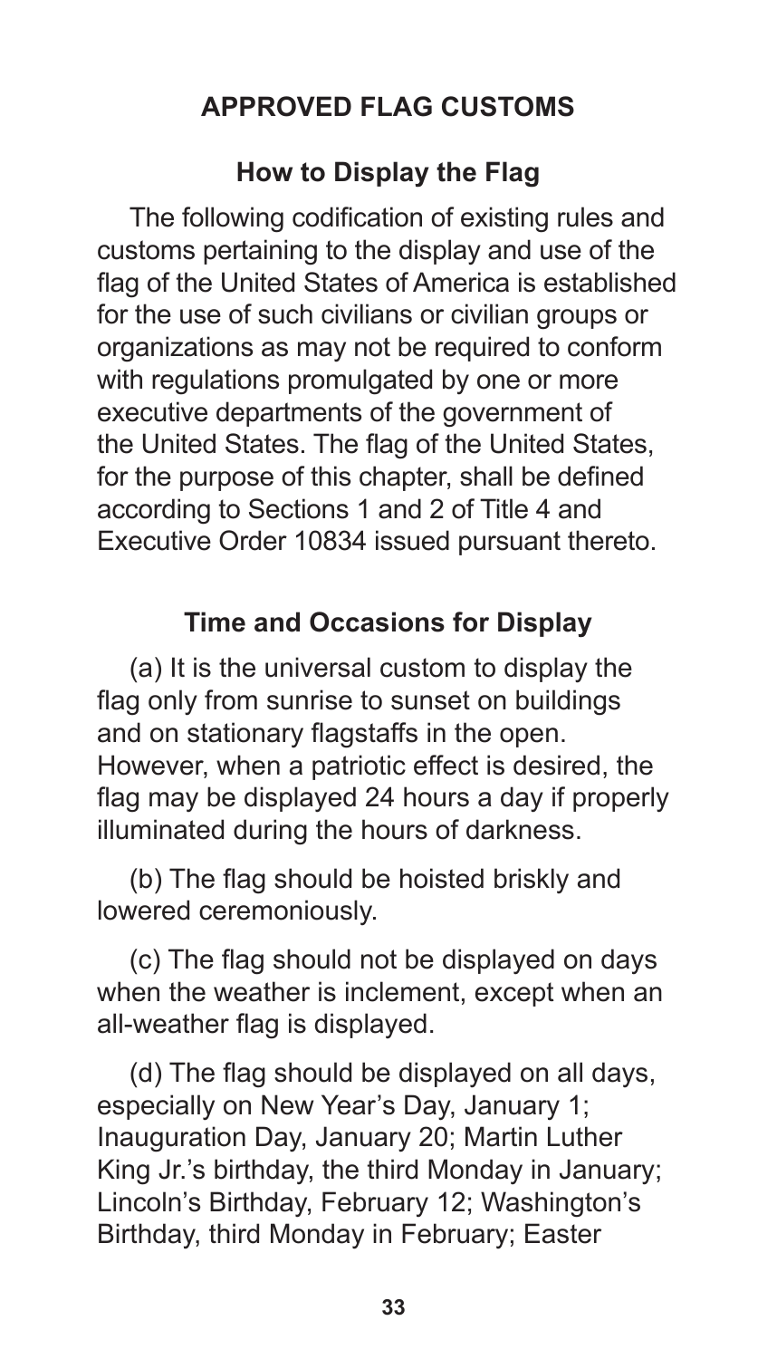## APPROVED FLAG CUSTOMS

### How to Display the Flag

The following codification of existing rules and customs pertaining to the display and use of the flag of the United States of America is established for the use of such civilians or civilian groups or organizations as may not be required to conform with regulations promulgated by one or more executive departments of the government of the United States. The flag of the United States, for the purpose of this chapter, shall be defined according to Sections 1 and 2 of Title 4 and Executive Order 10834 issued pursuant thereto.

### Time and Occasions for Display

(a) It is the universal custom to display the flag only from sunrise to sunset on buildings and on stationary flagstaffs in the open. However, when a patriotic effect is desired, the flag may be displayed 24 hours a day if properly illuminated during the hours of darkness.

(b) The flag should be hoisted briskly and lowered ceremoniously.

(c) The flag should not be displayed on days when the weather is inclement, except when an all-weather flag is displayed.

(d) The flag should be displayed on all days, especially on New Year's Day, January 1; Inauguration Day, January 20; Martin Luther King Jr.'s birthday, the third Monday in January; Lincoln's Birthday, February 12; Washington's Birthday, third Monday in February; Easter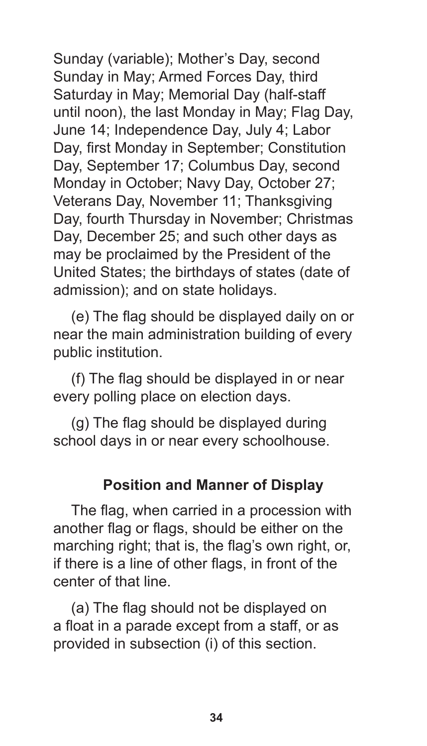Sunday (variable); Mother's Day, second Sunday in May; Armed Forces Day, third Saturday in May; Memorial Day (half-staff until noon), the last Monday in May; Flag Day, June 14; Independence Day, July 4; Labor Day, first Monday in September; Constitution Day, September 17; Columbus Day, second Monday in October; Navy Day, October 27; Veterans Day, November 11; Thanksgiving Day, fourth Thursday in November; Christmas Day, December 25; and such other days as may be proclaimed by the President of the United States; the birthdays of states (date of admission); and on state holidays.

(e) The flag should be displayed daily on or near the main administration building of every public institution.

(f) The flag should be displayed in or near every polling place on election days.

(g) The flag should be displayed during school days in or near every schoolhouse.

### Position and Manner of Display

The flag, when carried in a procession with another flag or flags, should be either on the marching right; that is, the flag's own right, or, if there is a line of other flags, in front of the center of that line.

(a) The flag should not be displayed on a float in a parade except from a staff, or as provided in subsection (i) of this section.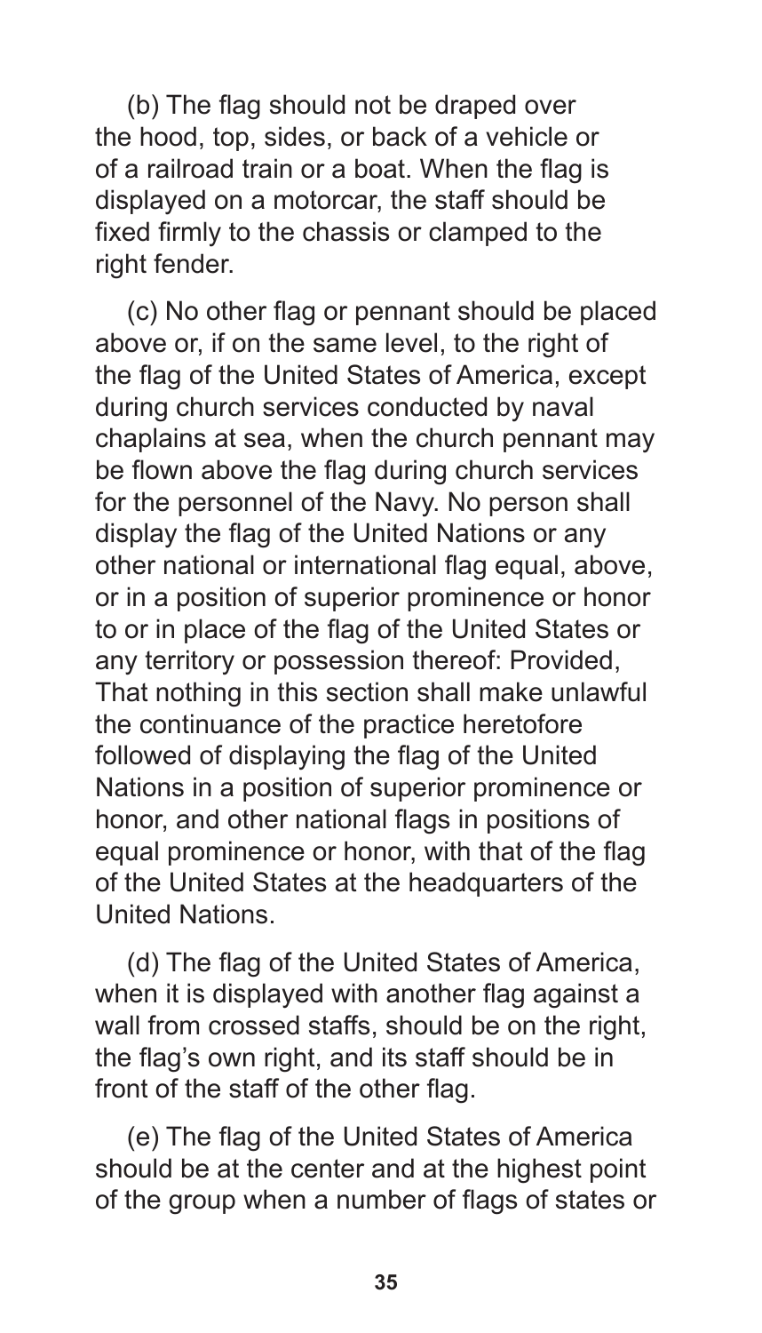(b) The flag should not be draped over the hood, top, sides, or back of a vehicle or of a railroad train or a boat. When the flag is displayed on a motorcar, the staff should be fixed firmly to the chassis or clamped to the right fender.

(c) No other flag or pennant should be placed above or, if on the same level, to the right of the flag of the United States of America, except during church services conducted by naval chaplains at sea, when the church pennant may be flown above the flag during church services for the personnel of the Navy. No person shall display the flag of the United Nations or any other national or international flag equal, above, or in a position of superior prominence or honor to or in place of the flag of the United States or any territory or possession thereof: Provided, That nothing in this section shall make unlawful the continuance of the practice heretofore followed of displaying the flag of the United Nations in a position of superior prominence or honor, and other national flags in positions of equal prominence or honor, with that of the flag of the United States at the headquarters of the United Nations.

(d) The flag of the United States of America, when it is displayed with another flag against a wall from crossed staffs, should be on the right, the flag's own right, and its staff should be in front of the staff of the other flag.

(e) The flag of the United States of America should be at the center and at the highest point of the group when a number of flags of states or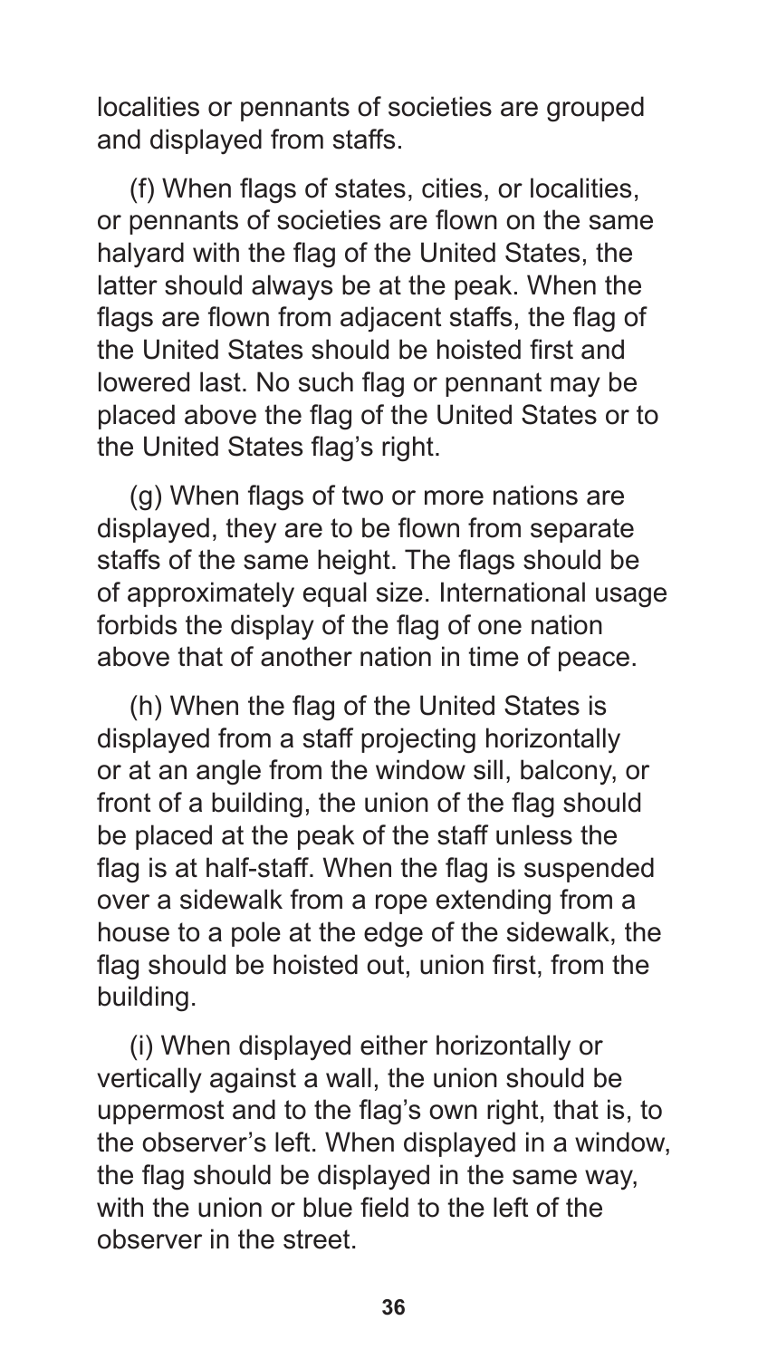localities or pennants of societies are grouped and displayed from staffs.

(f) When flags of states, cities, or localities, or pennants of societies are flown on the same halyard with the flag of the United States, the latter should always be at the peak. When the flags are flown from adjacent staffs, the flag of the United States should be hoisted first and lowered last. No such flag or pennant may be placed above the flag of the United States or to the United States flag's right.

(g) When flags of two or more nations are displayed, they are to be flown from separate staffs of the same height. The flags should be of approximately equal size. International usage forbids the display of the flag of one nation above that of another nation in time of peace.

(h) When the flag of the United States is displayed from a staff projecting horizontally or at an angle from the window sill, balcony, or front of a building, the union of the flag should be placed at the peak of the staff unless the flag is at half-staff. When the flag is suspended over a sidewalk from a rope extending from a house to a pole at the edge of the sidewalk, the flag should be hoisted out, union first, from the building.

(i) When displayed either horizontally or vertically against a wall, the union should be uppermost and to the flag's own right, that is, to the observer's left. When displayed in a window, the flag should be displayed in the same way, with the union or blue field to the left of the observer in the street.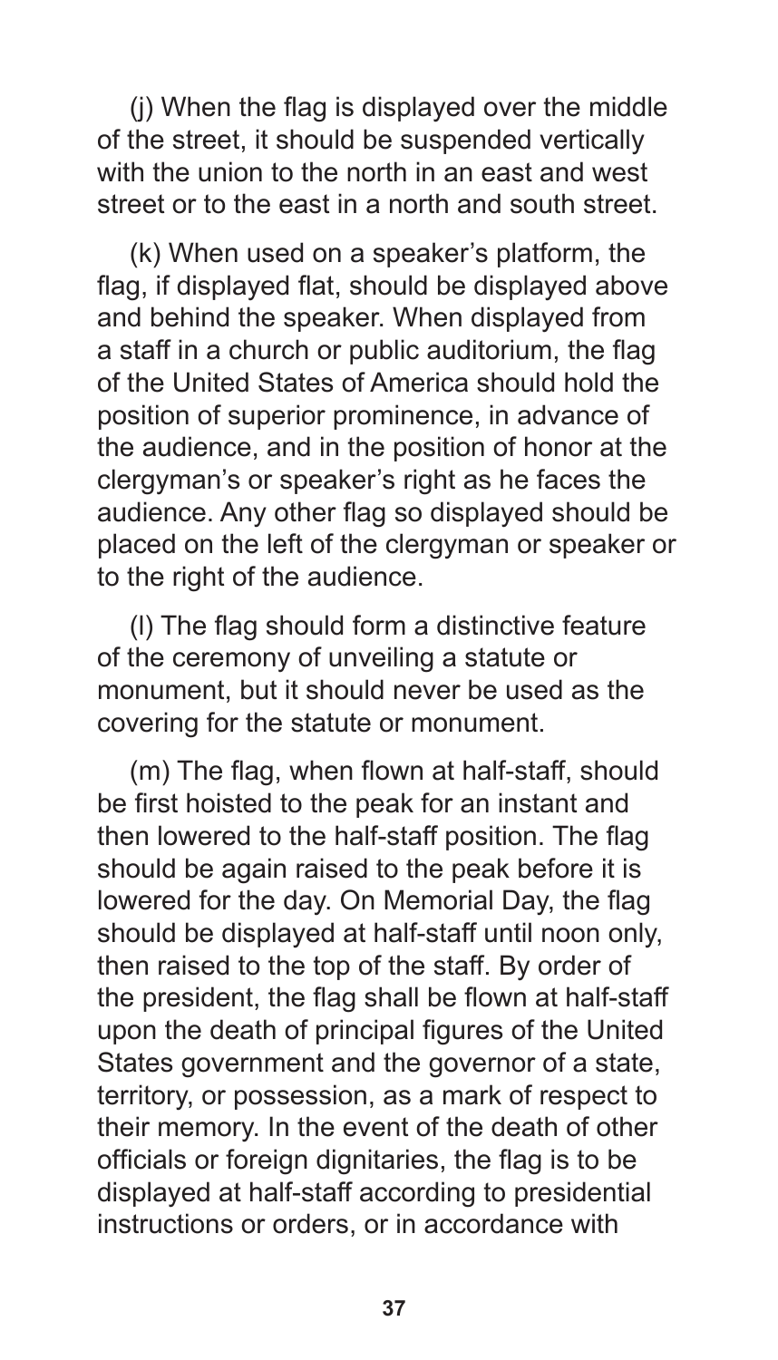(j) When the flag is displayed over the middle of the street, it should be suspended vertically with the union to the north in an east and west street or to the east in a north and south street.

(k) When used on a speaker's platform, the flag, if displayed flat, should be displayed above and behind the speaker. When displayed from a staff in a church or public auditorium, the flag of the United States of America should hold the position of superior prominence, in advance of the audience, and in the position of honor at the clergyman's or speaker's right as he faces the audience. Any other flag so displayed should be placed on the left of the clergyman or speaker or to the right of the audience.

(l) The flag should form a distinctive feature of the ceremony of unveiling a statute or monument, but it should never be used as the covering for the statute or monument.

(m) The flag, when flown at half-staff, should be first hoisted to the peak for an instant and then lowered to the half-staff position. The flag should be again raised to the peak before it is lowered for the day. On Memorial Day, the flag should be displayed at half-staff until noon only, then raised to the top of the staff. By order of the president, the flag shall be flown at half-staff upon the death of principal figures of the United States government and the governor of a state, territory, or possession, as a mark of respect to their memory. In the event of the death of other officials or foreign dignitaries, the flag is to be displayed at half-staff according to presidential instructions or orders, or in accordance with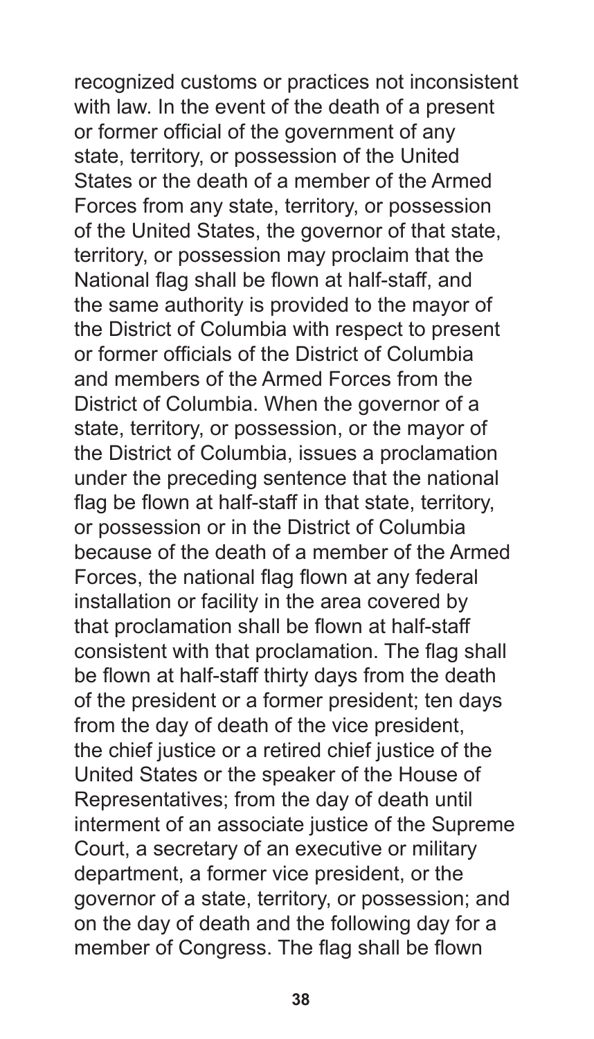recognized customs or practices not inconsistent with law. In the event of the death of a present or former official of the government of any state, territory, or possession of the United States or the death of a member of the Armed Forces from any state, territory, or possession of the United States, the governor of that state, territory, or possession may proclaim that the National flag shall be flown at half-staff, and the same authority is provided to the mayor of the District of Columbia with respect to present or former officials of the District of Columbia and members of the Armed Forces from the District of Columbia. When the governor of a state, territory, or possession, or the mayor of the District of Columbia, issues a proclamation under the preceding sentence that the national flag be flown at half-staff in that state, territory, or possession or in the District of Columbia because of the death of a member of the Armed Forces, the national flag flown at any federal installation or facility in the area covered by that proclamation shall be flown at half-staff consistent with that proclamation. The flag shall be flown at half-staff thirty days from the death of the president or a former president; ten days from the day of death of the vice president, the chief justice or a retired chief justice of the United States or the speaker of the House of Representatives; from the day of death until interment of an associate justice of the Supreme Court, a secretary of an executive or military department, a former vice president, or the governor of a state, territory, or possession; and on the day of death and the following day for a member of Congress. The flag shall be flown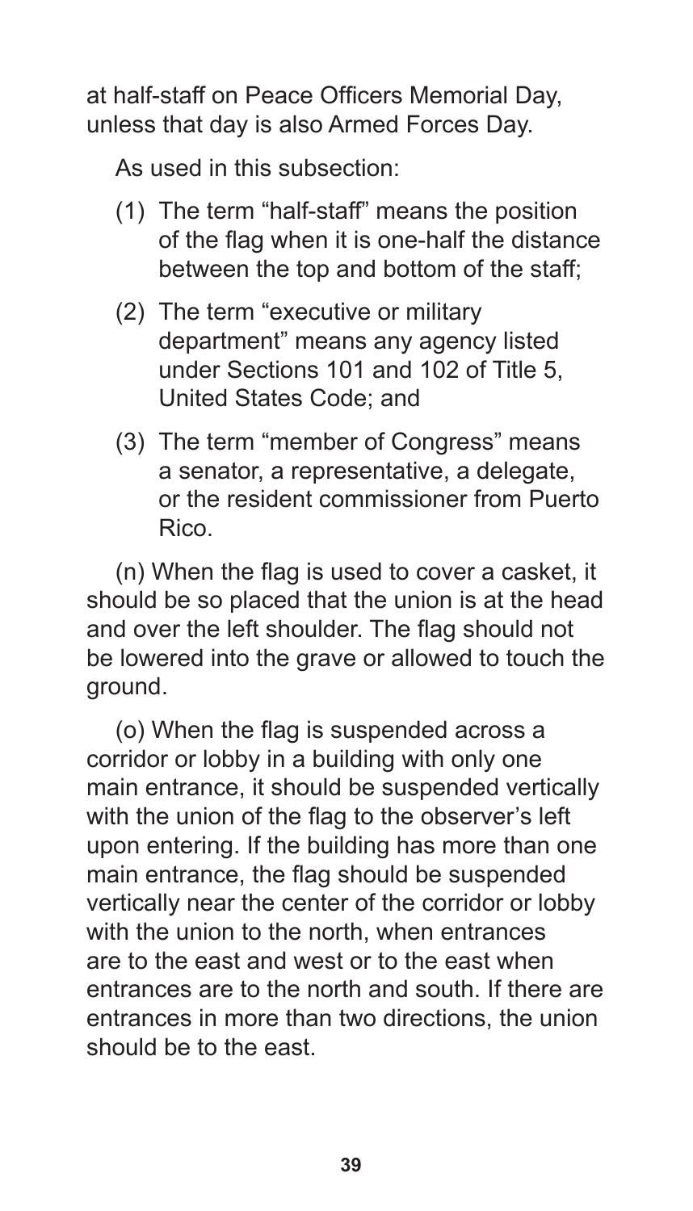at half-staff on Peace Officers Memorial Day, unless that day is also Armed Forces Day.

As used in this subsection:

(1) The term “half-staff” means the position of the flag when it is one-half the distance between the top and bottom of the staff;

(2) The term “executive or military department” means any agency listed under Sections 101 and 102 of Title 5, United States Code; and

(3) The term “member of Congress” means a senator, a representative, a delegate, or the resident commissioner from Puerto Rico.

(n) When the flag is used to cover a casket, it should be so placed that the union is at the head and over the left shoulder. The flag should not be lowered into the grave or allowed to touch the ground.

(o) When the flag is suspended across a corridor or lobby in a building with only one main entrance, it should be suspended vertically with the union of the flag to the observer’s left upon entering. If the building has more than one main entrance, the flag should be suspended vertically near the center of the corridor or lobby with the union to the north, when entrances are to the east and west or to the east when entrances are to the north and south. If there are entrances in more than two directions, the union should be to the east.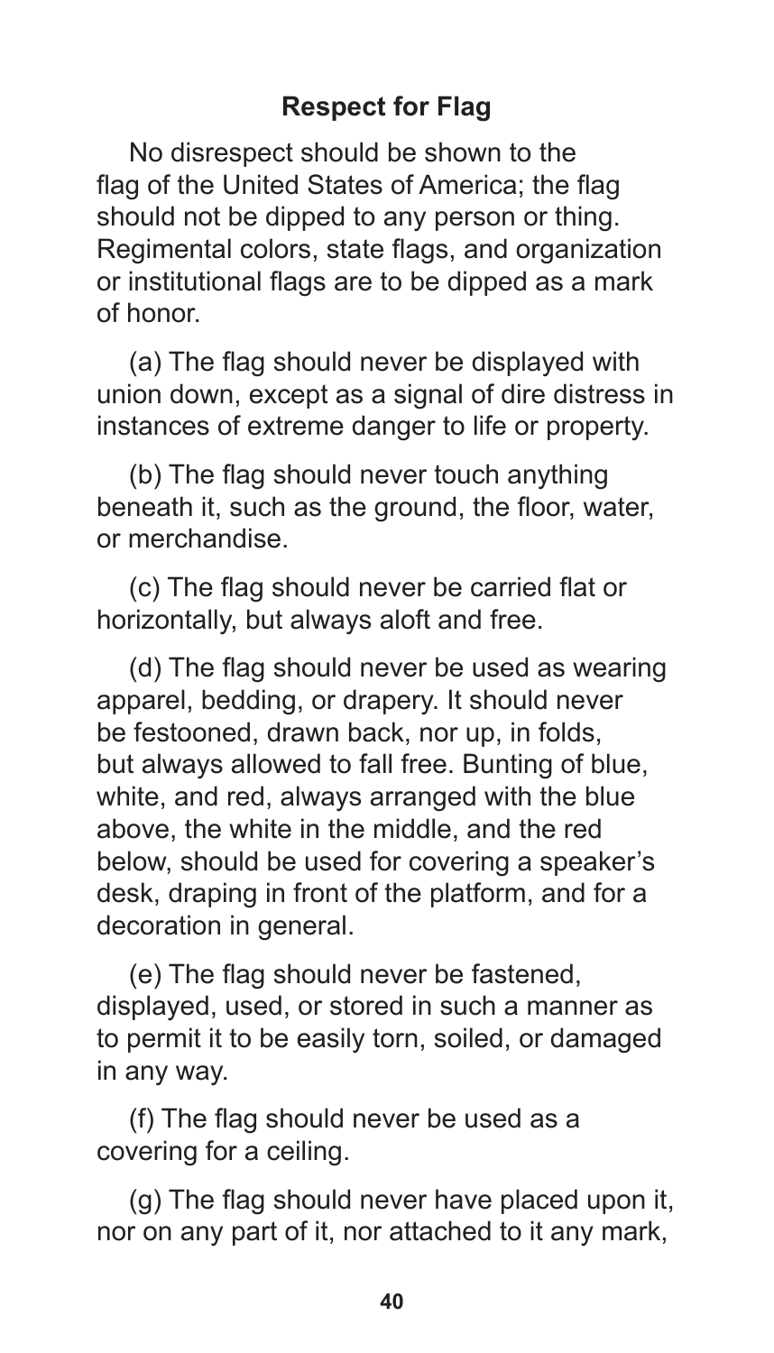## Respect for Flag

No disrespect should be shown to the flag of the United States of America; the flag should not be dipped to any person or thing. Regimental colors, state flags, and organization or institutional flags are to be dipped as a mark of honor.

(a) The flag should never be displayed with union down, except as a signal of dire distress in instances of extreme danger to life or property.

(b) The flag should never touch anything beneath it, such as the ground, the floor, water, or merchandise.

(c) The flag should never be carried flat or horizontally, but always aloft and free.

(d) The flag should never be used as wearing apparel, bedding, or drapery. It should never be festooned, drawn back, nor up, in folds, but always allowed to fall free. Bunting of blue, white, and red, always arranged with the blue above, the white in the middle, and the red below, should be used for covering a speaker's desk, draping in front of the platform, and for a decoration in general.

(e) The flag should never be fastened, displayed, used, or stored in such a manner as to permit it to be easily torn, soiled, or damaged in any way.

(f) The flag should never be used as a covering for a ceiling.

(g) The flag should never have placed upon it, nor on any part of it, nor attached to it any mark,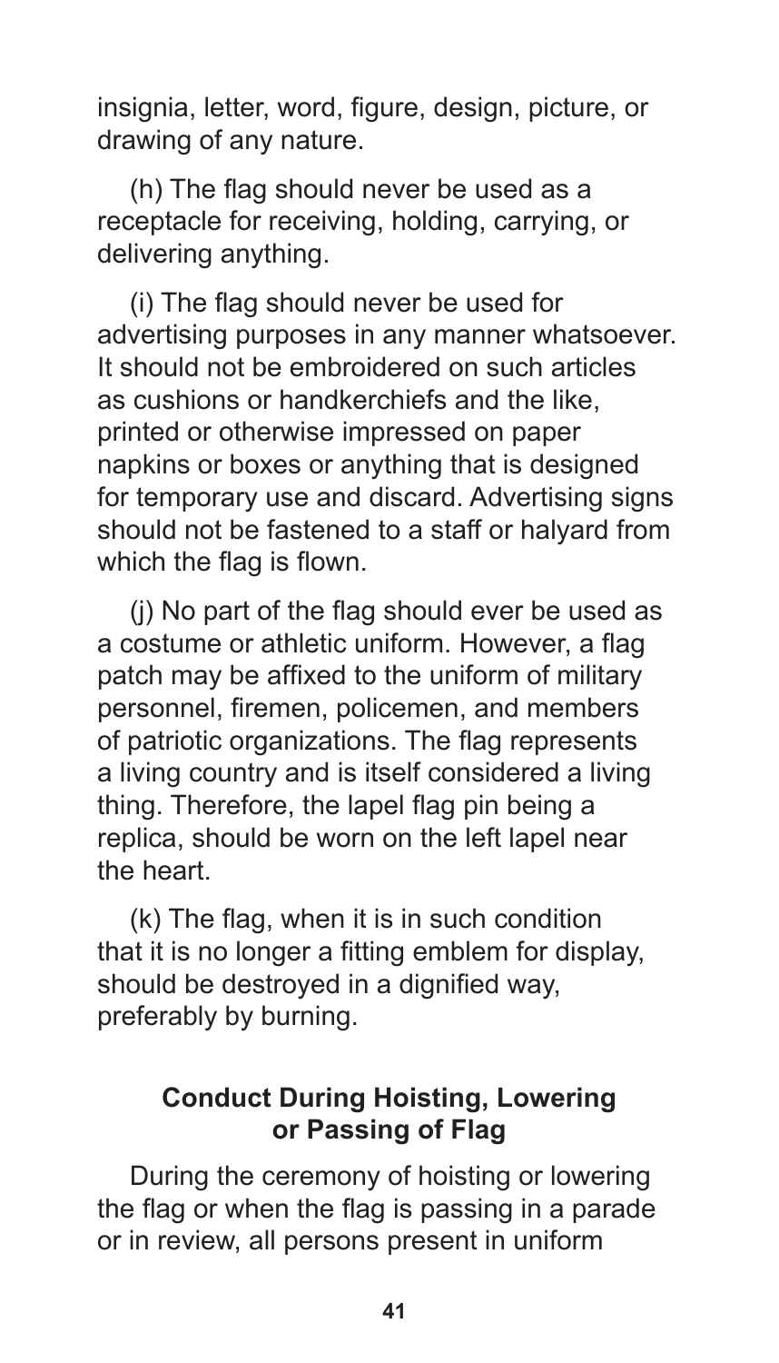insignia, letter, word, figure, design, picture, or drawing of any nature.

(h) The flag should never be used as a receptacle for receiving, holding, carrying, or delivering anything.

(i) The flag should never be used for advertising purposes in any manner whatsoever. It should not be embroidered on such articles as cushions or handkerchiefs and the like, printed or otherwise impressed on paper napkins or boxes or anything that is designed for temporary use and discard. Advertising signs should not be fastened to a staff or halyard from which the flag is flown.

(j) No part of the flag should ever be used as a costume or athletic uniform. However, a flag patch may be affixed to the uniform of military personnel, firemen, policemen, and members of patriotic organizations. The flag represents a living country and is itself considered a living thing. Therefore, the lapel flag pin being a replica, should be worn on the left lapel near the heart.

(k) The flag, when it is in such condition that it is no longer a fitting emblem for display, should be destroyed in a dignified way, preferably by burning.

### Conduct During Hoisting, Lowering or Passing of Flag

During the ceremony of hoisting or lowering the flag or when the flag is passing in a parade or in review, all persons present in uniform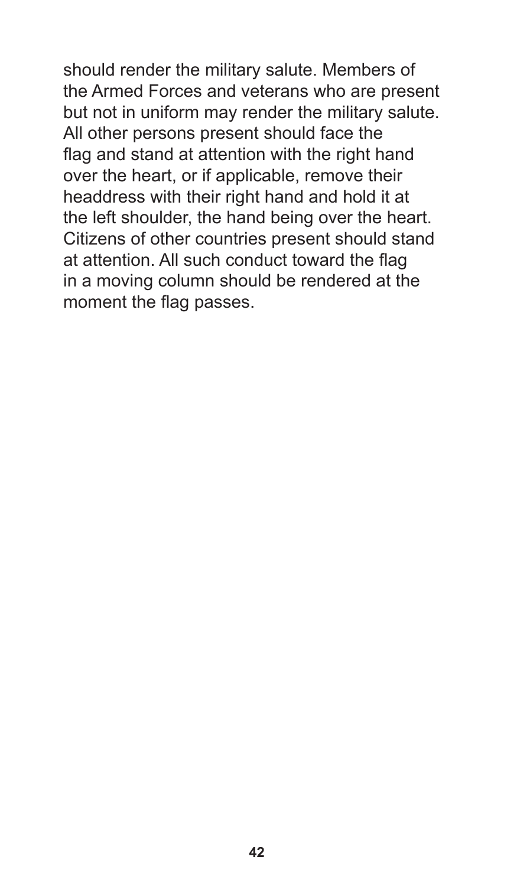should render the military salute. Members of the Armed Forces and veterans who are present but not in uniform may render the military salute. All other persons present should face the flag and stand at attention with the right hand over the heart, or if applicable, remove their headdress with their right hand and hold it at the left shoulder, the hand being over the heart. Citizens of other countries present should stand at attention. All such conduct toward the flag in a moving column should be rendered at the moment the flag passes.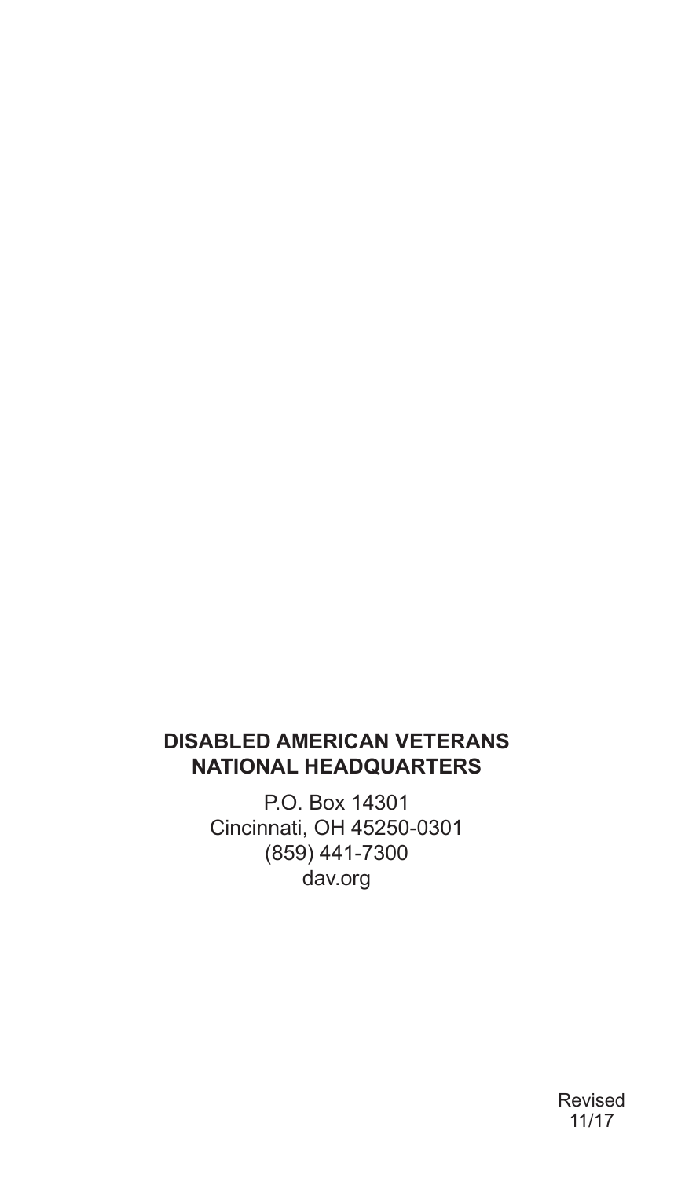**DISABLED AMERICAN VETERANS**
**NATIONAL HEADQUARTERS**

P.O. Box 14301
Cincinnati, OH 45250-0301
(859) 441-7300
dav.org

Revised
11/17